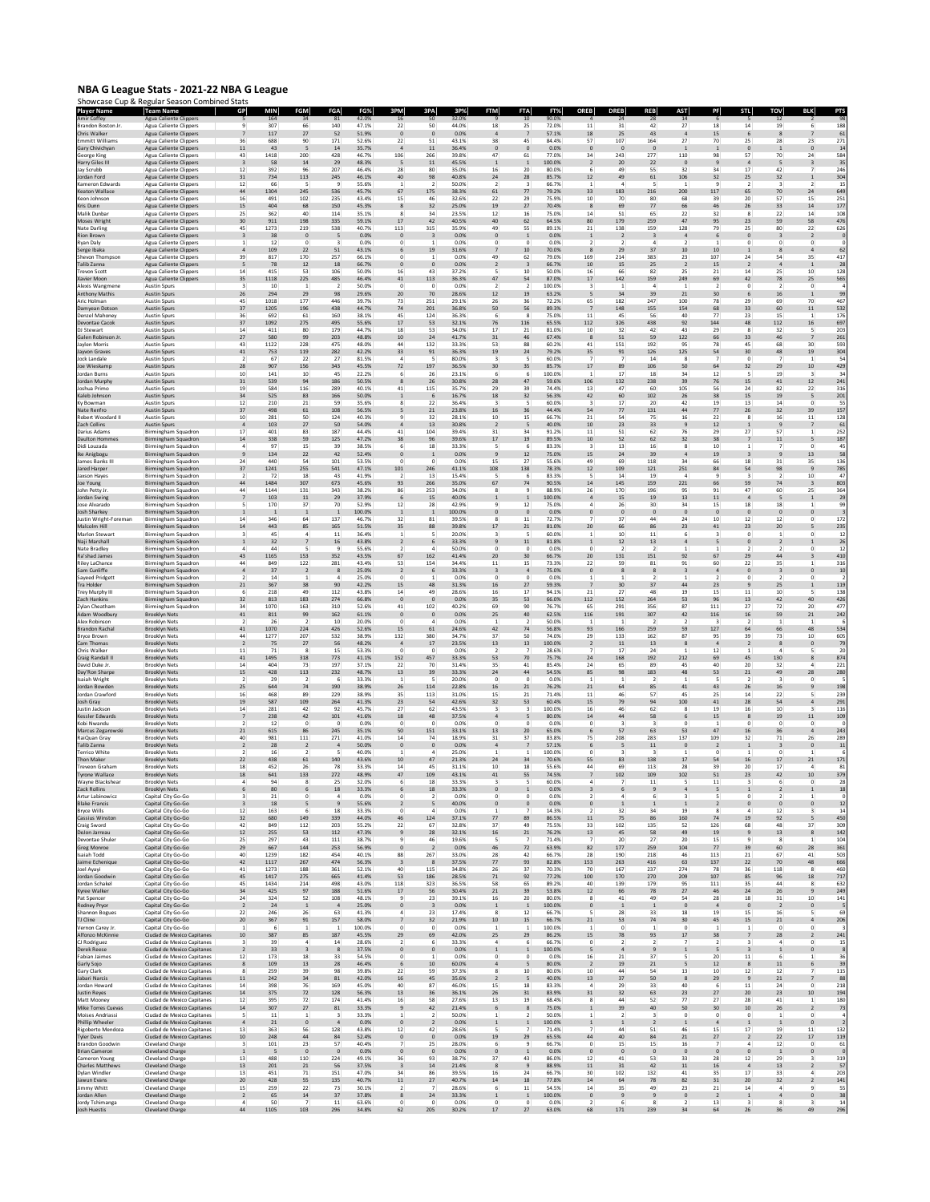# NBA G League Stats - 2021-22 NBA G League

Showcase Cup & Regular Season Combined Stats

| Player Name | Team Name | GP | MIN | FGM | FGA | FG% | 3PM | 3PA | 3P% | FTM | FTA | FT% | OREB | DREB | REB | AST | PF | STL | TOV | BLK | PTS |
|---|---|---|---|---|---|---|---|---|---|---|---|---|---|---|---|---|---|---|---|---|---|
| Amir Coffey | Agua Caliente Clippers | 5 | 164 | 34 | 81 | 42.0% | 16 | 50 | 32.0% | 9 | 10 | 90.0% | 4 | 24 | 28 | 14 | 6 | 5 | 12 | 2 | 93 |
| Brandon Boston Jr. | Agua Caliente Clippers | 9 | 307 | 66 | 140 | 47.1% | 22 | 50 | 44.0% | 18 | 25 | 72.0% | 11 | 31 | 42 | 27 | 18 | 14 | 19 | 6 | 172 |
| Chris Walker | Agua Caliente Clippers | 7 | 117 | 27 | 52 | 51.9% | 0 | 0 | 0.0% | 4 | 7 | 57.1% | 18 | 25 | 43 | 4 | 15 | 6 | 8 | 7 | 58 |
| Emmitt Williams | Agua Caliente Clippers | 36 | 688 | 90 | 171 | 52.6% | 22 | 51 | 43.1% | 38 | 45 | 84.4% | 57 | 107 | 164 | 27 | 70 | 25 | 28 | 23 | 240 |
| Gary Chivichyan | Agua Caliente Clippers | 11 | 43 | 5 | 14 | 35.7% | 4 | 11 | 36.4% | 0 | 0 | 0.0% | 0 | 0 | 0 | 1 | 1 | 0 | 1 | 0 | 14 |
| George King | Agua Caliente Clippers | 43 | 1418 | 200 | 428 | 46.7% | 106 | 266 | 39.8% | 47 | 61 | 77.0% | 34 | 243 | 277 | 110 | 98 | 57 | 70 | 24 | 553 |
| Harry Giles III | Agua Caliente Clippers | 3 | 58 | 14 | 29 | 48.3% | 5 | 11 | 45.5% | 1 | 1 | 100.0% | 2 | 20 | 22 | 0 | 9 | 4 | 5 | 3 | 34 |
| Jay Scrubb | Agua Caliente Clippers | 12 | 392 | 96 | 207 | 46.4% | 28 | 80 | 35.0% | 16 | 20 | 80.0% | 6 | 49 | 55 | 32 | 34 | 17 | 42 | 7 | 236 |
| Jordan Ford | Agua Caliente Clippers | 31 | 734 | 113 | 245 | 46.1% | 40 | 98 | 40.8% | 24 | 28 | 85.7% | 12 | 49 | 61 | 106 | 32 | 25 | 32 | 1 | 290 |
| Kameron Edwards | Agua Caliente Clippers | 12 | 66 | 5 | 9 | 55.6% | 1 | 2 | 50.0% | 2 | 3 | 66.7% | 1 | 4 | 5 | 1 | 9 | 2 | 3 | 2 | 13 |
| Keaton Wallace | Agua Caliente Clippers | 44 | 1304 | 245 | 536 | 45.7% | 67 | 175 | 38.3% | 61 | 77 | 79.2% | 33 | 183 | 216 | 200 | 117 | 65 | 70 | 24 | 618 |
| Keon Johnson | Agua Caliente Clippers | 16 | 491 | 102 | 235 | 43.4% | 15 | 46 | 32.6% | 22 | 29 | 75.9% | 10 | 70 | 80 | 68 | 39 | 20 | 57 | 15 | 241 |
| Kris Dunn | Agua Caliente Clippers | 15 | 404 | 68 | 150 | 45.3% | 8 | 32 | 25.0% | 19 | 27 | 70.4% | 8 | 69 | 77 | 66 | 46 | 26 | 33 | 14 | 163 |
| Malik Dunbar | Agua Caliente Clippers | 25 | 362 | 40 | 114 | 35.1% | 8 | 34 | 23.5% | 12 | 16 | 75.0% | 14 | 51 | 65 | 22 | 32 | 8 | 22 | 14 | 100 |
| Moses Wright | Agua Caliente Clippers | 30 | 911 | 198 | 335 | 59.1% | 17 | 42 | 40.5% | 40 | 62 | 64.5% | 80 | 179 | 259 | 47 | 95 | 23 | 59 | 58 | 453 |
| Nate Darling | Agua Caliente Clippers | 45 | 1273 | 219 | 538 | 40.7% | 113 | 315 | 35.9% | 49 | 55 | 89.1% | 21 | 138 | 159 | 128 | 79 | 25 | 80 | 22 | 600 |
| Rion Brown | Agua Caliente Clippers | 3 | 38 | 0 | 5 | 0.0% | 0 | 3 | 0.0% | 0 | 1 | 0.0% | 1 | 2 | 3 | 4 | 6 | 0 | 3 | 2 | 0 |
| Ryan Daly | Agua Caliente Clippers | 1 | 12 | 0 | 3 | 0.0% | 0 | 1 | 0.0% | 0 | 0 | 0.0% | 2 | 2 | 4 | 2 | 1 | 0 | 0 | 0 | 0 |
| Serge Ibaka | Agua Caliente Clippers | 4 | 109 | 22 | 51 | 43.1% | 6 | 19 | 31.6% | 7 | 10 | 70.0% | 8 | 29 | 37 | 10 | 10 | 1 | 8 | 4 | 57 |
| Shevon Thompson | Agua Caliente Clippers | 39 | 817 | 170 | 257 | 66.1% | 0 | 1 | 0.0% | 49 | 62 | 79.0% | 169 | 214 | 383 | 23 | 107 | 24 | 54 | 35 | 389 |
| Talib Zanna | Agua Caliente Clippers | 5 | 78 | 12 | 18 | 66.7% | 0 | 0 | 0.0% | 2 | 3 | 66.7% | 10 | 15 | 25 | 2 | 15 | 2 | 4 | 1 | 26 |
| Trevon Scott | Agua Caliente Clippers | 14 | 415 | 53 | 106 | 50.0% | 16 | 43 | 37.2% | 5 | 10 | 50.0% | 16 | 66 | 82 | 25 | 21 | 14 | 25 | 10 | 127 |
| Xavier Moon | Agua Caliente Clippers | 35 | 1118 | 225 | 485 | 46.4% | 41 | 113 | 36.3% | 47 | 54 | 87.0% | 17 | 142 | 159 | 249 | 69 | 42 | 78 | 25 | 538 |
| Alexis Wangmene | Austin Spurs | 3 | 10 | 1 | 2 | 50.0% | 0 | 0 | 0.0% | 2 | 2 | 100.0% | 3 | 1 | 4 | 1 | 2 | 0 | 2 | 0 | 4 |
| Anthony Mathis | Austin Spurs | 26 | 294 | 29 | 98 | 29.6% | 20 | 70 | 28.6% | 12 | 19 | 63.2% | 5 | 34 | 39 | 21 | 30 | 6 | 16 | 1 | 90 |
| Aric Holman | Austin Spurs | 45 | 1018 | 177 | 446 | 39.7% | 73 | 251 | 29.1% | 26 | 36 | 72.2% | 65 | 182 | 247 | 100 | 78 | 29 | 69 | 70 | 453 |
| Damyean Dotson | Austin Spurs | 37 | 1205 | 196 | 438 | 44.7% | 74 | 201 | 36.8% | 50 | 56 | 89.3% | 7 | 148 | 155 | 154 | 68 | 33 | 60 | 11 | 516 |
| Denzel Mahoney | Austin Spurs | 36 | 692 | 61 | 160 | 38.1% | 45 | 124 | 36.3% | 6 | 8 | 75.0% | 11 | 45 | 56 | 40 | 77 | 23 | 15 | 1 | 173 |
| Devontae Cacok | Austin Spurs | 37 | 1092 | 275 | 495 | 55.6% | 17 | 53 | 32.1% | 76 | 116 | 65.5% | 112 | 326 | 438 | 92 | 144 | 48 | 112 | 16 | 643 |
| DJ Stewart | Austin Spurs | 14 | 411 | 80 | 179 | 44.7% | 18 | 53 | 34.0% | 17 | 21 | 81.0% | 10 | 32 | 42 | 43 | 29 | 8 | 32 | 5 | 195 |
| Galen Robinson Jr. | Austin Spurs | 27 | 580 | 99 | 203 | 48.8% | 10 | 24 | 41.7% | 31 | 46 | 67.4% | 8 | 51 | 59 | 122 | 66 | 33 | 46 | 7 | 239 |
| Jaylen Morris | Austin Spurs | 43 | 1122 | 228 | 475 | 48.0% | 44 | 132 | 33.3% | 53 | 88 | 60.2% | 41 | 151 | 192 | 95 | 78 | 45 | 68 | 30 | 553 |
| Jayvon Graves | Austin Spurs | 41 | 753 | 119 | 282 | 42.2% | 33 | 91 | 36.3% | 19 | 24 | 79.2% | 35 | 91 | 126 | 125 | 54 | 30 | 48 | 19 | 290 |
| Jock Landale | Austin Spurs | 2 | 67 | 22 | 27 | 81.5% | 4 | 5 | 80.0% | 3 | 5 | 60.0% | 7 | 7 | 14 | 8 | 7 | 0 | 7 | 1 | 51 |
| Joe Wieskamp | Austin Spurs | 28 | 907 | 156 | 343 | 45.5% | 72 | 197 | 36.5% | 30 | 35 | 85.7% | 17 | 89 | 106 | 50 | 64 | 32 | 29 | 10 | 414 |
| Jordan Burns | Austin Spurs | 10 | 141 | 10 | 45 | 22.2% | 6 | 26 | 23.1% | 6 | 6 | 100.0% | 1 | 17 | 18 | 34 | 12 | 5 | 19 | 3 | 32 |
| Jordan Murphy | Austin Spurs | 31 | 539 | 94 | 186 | 50.5% | 8 | 26 | 30.8% | 28 | 47 | 59.6% | 106 | 132 | 238 | 39 | 76 | 15 | 41 | 12 | 224 |
| Joshua Primo | Austin Spurs | 19 | 584 | 116 | 289 | 40.1% | 41 | 115 | 35.7% | 29 | 39 | 74.4% | 13 | 47 | 60 | 105 | 56 | 24 | 82 | 22 | 302 |
| Kaleb Johnson | Austin Spurs | 34 | 525 | 83 | 166 | 50.0% | 1 | 6 | 16.7% | 18 | 32 | 56.3% | 42 | 60 | 102 | 26 | 38 | 15 | 19 | 5 | 185 |
| Ky Bowman | Austin Spurs | 12 | 210 | 21 | 59 | 35.6% | 8 | 22 | 36.4% | 3 | 5 | 60.0% | 3 | 17 | 20 | 42 | 19 | 13 | 14 | 0 | 53 |
| Nate Renfro | Austin Spurs | 37 | 498 | 61 | 108 | 56.5% | 5 | 21 | 23.8% | 16 | 36 | 44.4% | 54 | 77 | 131 | 44 | 77 | 26 | 32 | 39 | 143 |
| Robert Woodard II | Austin Spurs | 10 | 281 | 50 | 124 | 40.3% | 9 | 32 | 28.1% | 10 | 15 | 66.7% | 21 | 54 | 75 | 16 | 22 | 8 | 16 | 11 | 119 |
| Zach Collins | Austin Spurs | 4 | 103 | 27 | 50 | 54.0% | 4 | 13 | 30.8% | 2 | 5 | 40.0% | 10 | 23 | 33 | 9 | 12 | 1 | 9 | 7 | 60 |
| Darius Adams | Birmingham Squadron | 17 | 401 | 83 | 187 | 44.4% | 41 | 104 | 39.4% | 31 | 34 | 91.2% | 11 | 51 | 62 | 76 | 29 | 27 | 57 | 1 | 238 |
| Daulton Hommes | Birmingham Squadron | 14 | 338 | 59 | 125 | 47.2% | 38 | 96 | 39.6% | 17 | 19 | 89.5% | 10 | 52 | 62 | 32 | 38 | 7 | 11 | 5 | 173 |
| Didi Louzada | Birmingham Squadron | 4 | 97 | 15 | 39 | 38.5% | 6 | 18 | 33.3% | 5 | 6 | 83.3% | 3 | 13 | 16 | 8 | 10 | 1 | 7 | 0 | 41 |
| Ike Anigbogu | Birmingham Squadron | 14 | 234 | 22 | 42 | 52.4% | 0 | 1 | 0.0% | 9 | 12 | 75.0% | 15 | 24 | 39 | 4 | 19 | 3 | 9 | 13 | 53 |
| James Banks III | Birmingham Squadron | 24 | 440 | 54 | 101 | 53.5% | 0 | 0 | 0.0% | 15 | 27 | 55.6% | 49 | 69 | 118 | 34 | 66 | 18 | 31 | 35 | 123 |
| Jared Harper | Birmingham Squadron | 37 | 1241 | 255 | 541 | 47.1% | 101 | 246 | 41.1% | 108 | 138 | 78.3% | 12 | 109 | 121 | 251 | 84 | 54 | 98 | 9 | 719 |
| Jaxson Hayes | Birmingham Squadron | 2 | 72 | 18 | 43 | 41.9% | 2 | 13 | 15.4% | 5 | 6 | 83.3% | 5 | 14 | 19 | 4 | 9 | 3 | 2 | 10 | 43 |
| Joe Young | Birmingham Squadron | 44 | 1484 | 307 | 673 | 45.6% | 93 | 266 | 35.0% | 67 | 74 | 90.5% | 14 | 145 | 159 | 221 | 66 | 59 | 74 | 3 | 774 |
| John Petty Jr. | Birmingham Squadron | 44 | 1144 | 131 | 343 | 38.2% | 86 | 253 | 34.0% | 8 | 9 | 88.9% | 26 | 170 | 196 | 95 | 91 | 47 | 60 | 25 | 356 |
| Jordan Swing | Birmingham Squadron | 7 | 103 | 11 | 29 | 37.9% | 6 | 15 | 40.0% | 1 | 1 | 100.0% | 4 | 15 | 19 | 13 | 11 | 4 | 5 | 1 | 29 |
| Jose Alvarado | Birmingham Squadron | 5 | 170 | 37 | 70 | 52.9% | 12 | 28 | 42.9% | 9 | 12 | 75.0% | 4 | 26 | 30 | 34 | 15 | 18 | 18 | 1 | 95 |
| Josh Sharkey | Birmingham Squadron | 1 | 1 | 1 | 1 | 100.0% | 1 | 1 | 100.0% | 0 | 0 | 0.0% | 0 | 0 | 0 | 0 | 0 | 0 | 0 | 0 | 3 |
| Justin Wright-Foreman | Birmingham Squadron | 14 | 346 | 64 | 137 | 46.7% | 32 | 81 | 39.5% | 8 | 11 | 72.7% | 7 | 37 | 44 | 24 | 10 | 12 | 12 | 0 | 168 |
| Malcolm Hill | Birmingham Squadron | 14 | 443 | 85 | 165 | 51.5% | 35 | 88 | 39.8% | 17 | 21 | 81.0% | 20 | 66 | 86 | 23 | 41 | 23 | 20 | 5 | 222 |
| Marlon Stewart | Birmingham Squadron | 3 | 45 | 4 | 11 | 36.4% | 1 | 5 | 20.0% | 3 | 5 | 60.0% | 1 | 10 | 11 | 6 | 3 | 0 | 1 | 0 | 12 |
| Naji Marshall | Birmingham Squadron | 1 | 32 | 7 | 16 | 43.8% | 2 | 6 | 33.3% | 9 | 11 | 81.8% | 1 | 12 | 13 | 4 | 5 | 0 | 2 | 1 | 25 |
| Nate Bradley | Birmingham Squadron | 4 | 44 | 5 | 9 | 55.6% | 2 | 4 | 50.0% | 0 | 0 | 0.0% | 0 | 2 | 2 | 1 | 1 | 2 | 2 | 0 | 12 |
| Ra'shad James | Birmingham Squadron | 43 | 1165 | 153 | 352 | 43.5% | 67 | 162 | 41.4% | 20 | 30 | 66.7% | 20 | 131 | 151 | 92 | 67 | 29 | 44 | 3 | 393 |
| Riley LaChance | Birmingham Squadron | 44 | 849 | 122 | 281 | 43.4% | 53 | 154 | 34.4% | 11 | 15 | 73.3% | 22 | 59 | 81 | 91 | 60 | 22 | 35 | 1 | 308 |
| Sam Cunliffe | Birmingham Squadron | 4 | 37 | 2 | 8 | 25.0% | 2 | 6 | 33.3% | 3 | 4 | 75.0% | 0 | 8 | 8 | 3 | 4 | 0 | 3 | 0 | 9 |
| Sayeed Pridgett | Birmingham Squadron | 2 | 14 | 1 | 4 | 25.0% | 0 | 1 | 0.0% | 0 | 0 | 0.0% | 1 | 1 | 2 | 1 | 2 | 0 | 2 | 0 | 2 |
| Tra Holder | Birmingham Squadron | 21 | 367 | 38 | 90 | 42.2% | 15 | 48 | 31.3% | 16 | 27 | 59.3% | 7 | 30 | 37 | 44 | 23 | 9 | 25 | 1 | 107 |
| Trey Murphy III | Birmingham Squadron | 6 | 218 | 49 | 112 | 43.8% | 14 | 49 | 28.6% | 16 | 17 | 94.1% | 21 | 27 | 48 | 19 | 15 | 11 | 10 | 5 | 128 |
| Zach Hankins | Birmingham Squadron | 32 | 813 | 183 | 274 | 66.8% | 0 | 0 | 0.0% | 35 | 53 | 66.0% | 112 | 152 | 264 | 53 | 96 | 13 | 42 | 40 | 401 |
| Zylan Cheatham | Birmingham Squadron | 34 | 1070 | 163 | 310 | 52.6% | 41 | 102 | 40.2% | 69 | 90 | 76.7% | 65 | 291 | 356 | 87 | 111 | 27 | 72 | 20 | 436 |
| Adam Woodbury | Brooklyn Nets | 41 | 811 | 99 | 162 | 61.1% | 0 | 0 | 0.0% | 25 | 40 | 62.5% | 116 | 191 | 307 | 42 | 116 | 16 | 59 | 21 | 223 |
| Alex Robinson | Brooklyn Nets | 2 | 26 | 2 | 10 | 20.0% | 0 | 4 | 0.0% | 1 | 2 | 50.0% | 1 | 1 | 2 | 2 | 3 | 2 | 1 | 1 | 5 |
| Brandon Rachal | Brooklyn Nets | 41 | 1070 | 224 | 426 | 52.6% | 15 | 61 | 24.6% | 42 | 74 | 56.8% | 93 | 166 | 259 | 59 | 127 | 64 | 66 | 48 | 505 |
| Bryce Brown | Brooklyn Nets | 44 | 1277 | 207 | 532 | 38.9% | 132 | 380 | 34.7% | 37 | 50 | 74.0% | 29 | 133 | 162 | 87 | 95 | 39 | 73 | 10 | 583 |
| Cam Thomas | Brooklyn Nets | 2 | 75 | 27 | 56 | 48.2% | 4 | 17 | 23.5% | 13 | 13 | 100.0% | 2 | 11 | 13 | 8 | 4 | 2 | 8 | 0 | 71 |
| Chris Walker | Brooklyn Nets | 11 | 71 | 8 | 15 | 53.3% | 0 | 0 | 0.0% | 2 | 7 | 28.6% | 7 | 17 | 24 | 1 | 12 | 1 | 4 | 5 | 18 |
| Craig Randall II | Brooklyn Nets | 41 | 1495 | 318 | 773 | 41.1% | 152 | 457 | 33.3% | 53 | 70 | 75.7% | 24 | 168 | 192 | 212 | 69 | 45 | 130 | 8 | 841 |
| David Duke Jr. | Brooklyn Nets | 14 | 404 | 73 | 197 | 37.1% | 22 | 70 | 31.4% | 35 | 41 | 85.4% | 24 | 65 | 89 | 45 | 40 | 20 | 32 | 4 | 203 |
| Day'Ron Sharpe | Brooklyn Nets | 15 | 428 | 113 | 232 | 48.7% | 13 | 39 | 33.3% | 24 | 44 | 54.5% | 85 | 98 | 183 | 48 | 53 | 21 | 49 | 28 | 263 |
| Isaiah Wright | Brooklyn Nets | 2 | 29 | 2 | 6 | 33.3% | 1 | 5 | 20.0% | 0 | 0 | 0.0% | 1 | 1 | 2 | 1 | 5 | 2 | 3 | 0 | 5 |
| Jordan Bowden | Brooklyn Nets | 25 | 644 | 74 | 190 | 38.9% | 26 | 114 | 22.8% | 16 | 21 | 76.2% | 21 | 64 | 85 | 41 | 43 | 26 | 16 | 9 | 190 |
| Jordan Crawford | Brooklyn Nets | 16 | 468 | 89 | 229 | 38.9% | 35 | 113 | 31.0% | 15 | 21 | 71.4% | 11 | 46 | 57 | 45 | 25 | 14 | 22 | 5 | 228 |
| Josh Gray | Brooklyn Nets | 19 | 587 | 109 | 264 | 41.3% | 23 | 54 | 42.6% | 32 | 53 | 60.4% | 15 | 79 | 94 | 100 | 41 | 28 | 54 | 4 | 273 |
| Justin Jackson | Brooklyn Nets | 14 | 281 | 42 | 92 | 45.7% | 27 | 62 | 43.5% | 3 | 3 | 100.0% | 16 | 46 | 62 | 8 | 19 | 16 | 10 | 3 | 114 |
| Kessler Edwards | Brooklyn Nets | 7 | 238 | 42 | 101 | 41.6% | 18 | 48 | 37.5% | 4 | 5 | 80.0% | 14 | 44 | 58 | 6 | 15 | 8 | 19 | 11 | 106 |
| Kobi Nwandu | Brooklyn Nets | 2 | 12 | 0 | 0 | 0.0% | 0 | 0 | 0.0% | 0 | 0 | 0.0% | 0 | 3 | 3 | 0 | 1 | 0 | 0 | 0 | 0 |
| Marcus Zegarowski | Brooklyn Nets | 21 | 615 | 86 | 245 | 35.1% | 50 | 151 | 33.1% | 13 | 20 | 65.0% | 6 | 57 | 63 | 53 | 47 | 16 | 36 | 4 | 235 |
| RaiQuan Gray | Brooklyn Nets | 40 | 981 | 111 | 271 | 41.0% | 14 | 74 | 18.9% | 31 | 37 | 83.8% | 75 | 208 | 283 | 137 | 109 | 32 | 71 | 26 | 267 |
| Tallid | Brooklyn Nets | 2 | 28 | 2 | 4 | 50.0% | 0 | 0 | 0.0% | 4 | 7 | 57.1% | 6 | 5 | 11 | 0 | 2 | 1 | 3 | 0 | 8 |
| Terrico White | Brooklyn Nets | 2 | 16 | 2 | 5 | 40.0% | 1 | 4 | 25.0% | 1 | 1 | 100.0% | 0 | 3 | 3 | 1 | 0 | 1 | 0 | 1 | 6 |
| Thon Maker | Brooklyn Nets | 22 | 438 | 61 | 140 | 43.6% | 10 | 47 | 21.3% | 24 | 34 | 70.6% | 55 | 83 | 138 | 17 | 54 | 16 | 17 | 21 | 156 |
| Trevon Graham | Brooklyn Nets | 18 | 452 | 26 | 78 | 33.3% | 14 | 45 | 31.1% | 10 | 18 | 55.6% | 44 | 69 | 113 | 28 | 39 | 20 | 17 | 4 | 76 |
| Tyrone Wallace | Brooklyn Nets | 18 | 641 | 133 | 272 | 48.9% | 47 | 109 | 43.1% | 41 | 55 | 74.5% | 7 | 102 | 109 | 102 | 51 | 23 | 42 | 10 | 354 |
| Wayne Blackshear | Brooklyn Nets | 4 | 94 | 8 | 25 | 32.0% | 6 | 18 | 33.3% | 3 | 5 | 60.0% | 4 | 7 | 11 | 5 | 11 | 3 | 6 | 0 | 25 |
| Zack Rollins | Brooklyn Nets | 6 | 80 | 6 | 18 | 33.3% | 6 | 18 | 33.3% | 0 | 1 | 0.0% | 3 | 6 | 9 | 4 | 5 | 1 | 2 | 1 | 18 |
| Artur Labinowicz | Capital City Go-Go | 3 | 21 | 0 | 4 | 0.0% | 0 | 2 | 0.0% | 0 | 0 | 0.0% | 2 | 4 | 6 | 3 | 5 | 0 | 2 | 1 | 0 |
| Blake Francis | Capital City Go-Go | 3 | 18 | 5 | 9 | 55.6% | 2 | 5 | 40.0% | 0 | 0 | 0.0% | 0 | 1 | 1 | 2 | 2 | 0 | 0 | 0 | 12 |
| Bryce Wills | Capital City Go-Go | 12 | 163 | 6 | 18 | 33.3% | 0 | 4 | 0.0% | 1 | 7 | 14.3% | 2 | 32 | 34 | 19 | 8 | 4 | 12 | 3 | 13 |
| Cassius Winston | Capital City Go-Go | 32 | 680 | 149 | 339 | 44.0% | 46 | 124 | 37.1% | 77 | 89 | 86.5% | 11 | 75 | 86 | 160 | 74 | 19 | 92 | 5 | 421 |
| Craig Sword | Capital City Go-Go | 42 | 849 | 112 | 203 | 55.2% | 22 | 67 | 32.8% | 37 | 49 | 75.5% | 33 | 102 | 135 | 52 | 126 | 68 | 48 | 37 | 283 |
| DeJon Jarreau | Capital City Go-Go | 12 | 255 | 53 | 112 | 47.3% | 9 | 28 | 32.1% | 16 | 21 | 76.2% | 13 | 45 | 58 | 49 | 19 | 9 | 13 | 8 | 131 |
| Devontae Shuler | Capital City Go-Go | 25 | 297 | 43 | 111 | 38.7% | 9 | 46 | 19.6% | 5 | 7 | 71.4% | 7 | 20 | 27 | 20 | 15 | 9 | 8 | 1 | 100 |
| Greg Monroe | Capital City Go-Go | 29 | 667 | 144 | 253 | 56.9% | 0 | 2 | 0.0% | 46 | 72 | 63.9% | 82 | 177 | 259 | 104 | 77 | 39 | 60 | 28 | 334 |
| Isaiah Todd | Capital City Go-Go | 40 | 1239 | 182 | 454 | 40.1% | 88 | 267 | 33.0% | 28 | 42 | 66.7% | 28 | 190 | 218 | 46 | 113 | 21 | 67 | 41 | 480 |
| Jaime Echenique | Capital City Go-Go | 42 | 1117 | 267 | 474 | 56.3% | 3 | 8 | 37.5% | 77 | 93 | 82.8% | 153 | 263 | 416 | 63 | 137 | 22 | 70 | 48 | 614 |
| Joel Ayayi | Capital City Go-Go | 41 | 1273 | 188 | 361 | 52.1% | 40 | 115 | 34.8% | 26 | 37 | 70.3% | 70 | 167 | 237 | 274 | 78 | 36 | 118 | 8 | 442 |
| Jordan Goodwin | Capital City Go-Go | 45 | 1417 | 275 | 665 | 41.4% | 53 | 186 | 28.5% | 71 | 92 | 77.2% | 100 | 170 | 270 | 209 | 107 | 85 | 96 | 18 | 674 |
| Jordan Schakel | Capital City Go-Go | 45 | 1434 | 214 | 498 | 43.0% | 118 | 323 | 36.5% | 58 | 65 | 89.2% | 40 | 139 | 179 | 95 | 111 | 35 | 44 | 8 | 604 |
| Kyree Walker | Capital City Go-Go | 34 | 425 | 97 | 188 | 51.6% | 17 | 56 | 30.4% | 21 | 39 | 53.8% | 12 | 66 | 78 | 27 | 46 | 24 | 26 | 9 | 232 |
| Pat Spencer | Capital City Go-Go | 24 | 324 | 52 | 108 | 48.1% | 9 | 23 | 39.1% | 16 | 20 | 80.0% | 8 | 41 | 49 | 54 | 28 | 18 | 31 | 10 | 129 |
| Rodney Pryor | Capital City Go-Go | 2 | 24 | 1 | 4 | 25.0% | 0 | 3 | 0.0% | 1 | 1 | 100.0% | 0 | 1 | 1 | 0 | 4 | 0 | 2 | 0 | 3 |
| Shannon Bogues | Capital City Go-Go | 22 | 246 | 26 | 63 | 41.3% | 4 | 23 | 17.4% | 8 | 12 | 66.7% | 5 | 28 | 33 | 18 | 19 | 15 | 16 | 5 | 64 |
| TJ Cline | Capital City Go-Go | 20 | 367 | 91 | 157 | 58.0% | 7 | 32 | 21.9% | 10 | 15 | 66.7% | 21 | 53 | 74 | 30 | 45 | 15 | 21 | 4 | 199 |
| Vernon Carey Jr. | Capital City Go-Go | 1 | 6 | 1 | 1 | 100.0% | 0 | 0 | 0.0% | 0 | 0 | 0.0% | 1 | 0 | 1 | 0 | 1 | 0 | 0 | 0 | 2 |
| Alfonzo McKinnie | Ciudad de Mexico Capitanes | 10 | 387 | 85 | 187 | 45.5% | 29 | 69 | 42.0% | 25 | 29 | 86.2% | 15 | 78 | 93 | 17 | 38 | 7 | 28 | 2 | 224 |
| CJ Rodriguez | Ciudad de Mexico Capitanes | 3 | 39 | 4 | 14 | 28.6% | 2 | 6 | 33.3% | 4 | 6 | 66.7% | 0 | 2 | 2 | 7 | 2 | 3 | 4 | 0 | 14 |
| Derek Reese | Ciudad de Mexico Capitanes | 2 | 33 | 3 | 8 | 37.5% | 0 | 0 | 0.0% | 1 | 1 | 100.0% | 5 | 4 | 9 | 1 | 5 | 3 | 1 | 1 | 7 |
| Fabian James | Ciudad de Mexico Capitanes | 12 | 173 | 18 | 33 | 54.5% | 0 | 1 | 0.0% | 0 | 0 | 0.0% | 16 | 21 | 37 | 5 | 20 | 11 | 6 | 1 | 36 |
| Garly Sojo | Ciudad de Mexico Capitanes | 8 | 109 | 13 | 28 | 46.4% | 6 | 10 | 60.0% | 4 | 5 | 80.0% | 2 | 19 | 21 | 5 | 12 | 8 | 11 | 6 | 36 |
| Gary Clark | Ciudad de Mexico Capitanes | 8 | 259 | 39 | 98 | 39.8% | 22 | 59 | 37.3% | 8 | 10 | 80.0% | 10 | 44 | 54 | 13 | 10 | 12 | 12 | 7 | 108 |
| Jabari Narcis | Ciudad de Mexico Capitanes | 11 | 242 | 34 | 81 | 42.0% | 16 | 45 | 35.6% | 2 | 5 | 40.0% | 13 | 37 | 50 | 8 | 29 | 9 | 21 | 7 | 86 |
| Jordan Howard | Ciudad de Mexico Capitanes | 14 | 398 | 76 | 169 | 45.0% | 40 | 87 | 46.0% | 15 | 18 | 83.3% | 4 | 29 | 33 | 40 | 6 | 11 | 24 | 0 | 207 |
| Justin Reyes | Ciudad de Mexico Capitanes | 14 | 375 | 72 | 128 | 56.3% | 13 | 36 | 36.1% | 26 | 31 | 83.9% | 31 | 32 | 63 | 23 | 27 | 20 | 23 | 10 | 183 |
| Matt Mooney | Ciudad de Mexico Capitanes | 12 | 395 | 72 | 174 | 41.4% | 16 | 58 | 27.6% | 13 | 19 | 68.4% | 8 | 44 | 52 | 77 | 27 | 28 | 41 | 1 | 173 |
| Mike Torres Cuevas | Ciudad de Mexico Capitanes | 14 | 307 | 27 | 81 | 33.3% | 9 | 42 | 21.4% | 6 | 8 | 75.0% | 1 | 39 | 40 | 50 | 30 | 10 | 26 | 2 | 69 |
| Moises Andriassi | Ciudad de Mexico Capitanes | 5 | 11 | 1 | 3 | 33.3% | 1 | 2 | 50.0% | 1 | 2 | 50.0% | 1 | 2 | 3 | 0 | 0 | 0 | 1 | 0 | 4 |
| Phillip Wheeler | Ciudad de Mexico Capitanes | 4 | 21 | 0 | 4 | 0.0% | 0 | 2 | 0.0% | 1 | 1 | 100.0% | 1 | 1 | 2 | 1 | 4 | 1 | 1 | 0 | 1 |
| Rigoberto Mendoza | Ciudad de Mexico Capitanes | 13 | 363 | 56 | 128 | 43.8% | 12 | 42 | 28.6% | 5 | 7 | 71.4% | 7 | 44 | 51 | 46 | 15 | 17 | 19 | 11 | 129 |
| Tyler Davis | Ciudad de Mexico Capitanes | 10 | 248 | 44 | 84 | 52.4% | 0 | 0 | 0.0% | 19 | 29 | 65.5% | 44 | 40 | 84 | 21 | 27 | 2 | 22 | 17 | 107 |
| Brandon Goodwin | Cleveland Charge | 3 | 101 | 23 | 57 | 40.4% | 7 | 25 | 28.0% | 6 | 9 | 66.7% | 0 | 15 | 15 | 16 | 7 | 4 | 12 | 0 | 59 |
| Brian Cameron | Cleveland Charge | 1 | 5 | 0 | 0 | 0.0% | 0 | 0 | 0.0% | 0 | 0 | 0.0% | 0 | 0 | 0 | 0 | 0 | 0 | 1 | 0 | 0 |
| Cameron Young | Cleveland Charge | 13 | 488 | 110 | 224 | 49.1% | 36 | 93 | 38.7% | 37 | 43 | 86.0% | 12 | 41 | 53 | 33 | 28 | 12 | 29 | 3 | 293 |
| Charles Matthews | Cleveland Charge | 13 | 201 | 21 | 56 | 37.5% | 3 | 14 | 21.4% | 8 | 9 | 88.9% | 11 | 31 | 42 | 11 | 16 | 4 | 13 | 2 | 53 |
| Dylan Windler | Cleveland Charge | 13 | 451 | 71 | 151 | 47.0% | 34 | 86 | 39.5% | 16 | 24 | 66.7% | 30 | 102 | 132 | 41 | 35 | 17 | 33 | 4 | 192 |
| Jawun Evans | Cleveland Charge | 20 | 428 | 55 | 135 | 40.7% | 11 | 27 | 40.7% | 14 | 18 | 77.8% | 14 | 64 | 78 | 82 | 31 | 20 | 32 | 2 | 135 |
| Jimmy Whitt | Cleveland Charge | 15 | 259 | 22 | 73 | 30.1% | 2 | 7 | 28.6% | 6 | 11 | 54.5% | 14 | 35 | 49 | 23 | 21 | 14 | 4 | 9 | 52 |
| Jordan Allen | Cleveland Charge | 2 | 65 | 14 | 37 | 37.8% | 8 | 24 | 33.3% | 1 | 1 | 100.0% | 0 | 9 | 9 | 0 | 2 | 1 | 1 | 0 | 37 |
| Jordy Tshimanga | Cleveland Charge | 4 | 50 | 7 | 11 | 63.6% | 0 | 0 | 0.0% | 0 | 0 | 0.0% | 2 | 6 | 8 | 2 | 13 | 3 | 8 | 3 | 14 |
| Josh Huestis | Cleveland Charge | 44 | 1105 | 103 | 296 | 34.8% | 62 | 205 | 30.2% | 17 | 27 | 63.0% | 68 | 171 | 239 | 34 | 64 | 26 | 36 | 49 | 285 |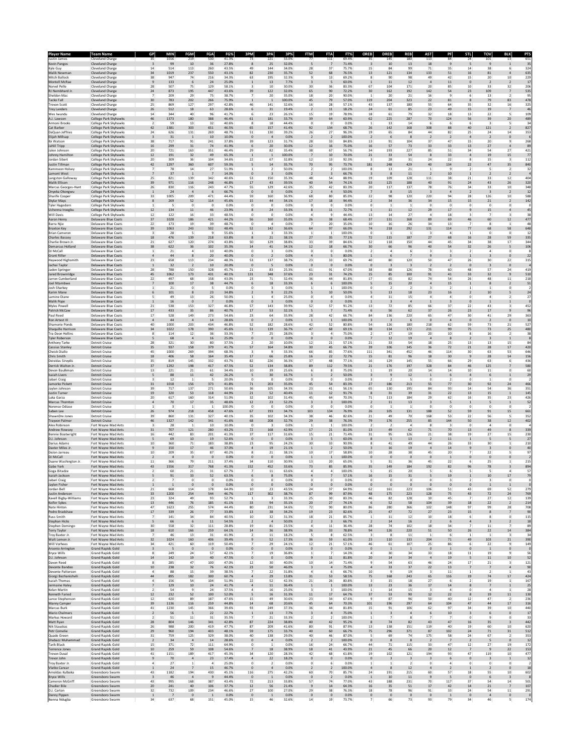| Player Name | Team Name | GP | MIN | FGM | FGA | FG% | 3PM | 3PA | 3P% | FTM | FTA | FT% | OREB | DREB | REB | AST | PF | STL | TOV | BLK | PTS |
|---|---|---|---|---|---|---|---|---|---|---|---|---|---|---|---|---|---|---|---|---|---|
| Justin James | Cleveland Charge | 35 | 1016 | 219 | 530 | 41.3% | 73 | 221 | 33.0% | 77 | 111 | 69.4% | 35 | 145 | 180 | 113 | 84 | 24 | 101 | 13 | 651 |
| Kevin Pangos | Cleveland Charge | 3 | 99 | 10 | 36 | 27.8% | 8 | 25 | 32.0% | 5 | 7 | 71.4% | 3 | 10 | 13 | 18 | 9 | 5 | 9 | 1 | 35 |
| Kyle Guy | Cleveland Charge | 14 | 514 | 113 | 260 | 43.5% | 49 | 144 | 34.0% | 28 | 37 | 75.7% | 15 | 84 | 99 | 71 | 35 | 14 | 38 | 6 | 324 |
| Malik Newman | Cleveland Charge | 34 | 1019 | 237 | 550 | 43.1% | 82 | 230 | 35.7% | 52 | 68 | 76.5% | 13 | 121 | 134 | 133 | 51 | 16 | 81 | 4 | 635 |
| Mitch Ballock | Cleveland Charge | 38 | 947 | 74 | 216 | 34.3% | 63 | 195 | 32.3% | 9 | 13 | 69.2% | 8 | 90 | 98 | 49 | 42 | 15 | 20 | 10 | 229 |
| Montell McRae | Cleveland Charge | 9 | 133 | 6 | 24 | 25.0% | 1 | 13 | 7.7% | 3 | 5 | 60.0% | 1 | 11 | 12 | 4 | 11 | 0 | 2 | 2 | 17 |
| Norvel Pelle | Cleveland Charge | 28 | 507 | 75 | 129 | 58.1% | 3 | 10 | 30.0% | 30 | 36 | 83.3% | 67 | 104 | 171 | 20 | 85 | 10 | 33 | 32 | 206 |
| RJ Nembhard Jr. | Cleveland Charge | 24 | 873 | 195 | 447 | 43.6% | 39 | 122 | 32.0% | 65 | 90 | 72.2% | 30 | 162 | 192 | 142 | 54 | 23 | 109 | 7 | 535 |
| Sheldon Mac | Cleveland Charge | 7 | 209 | 29 | 75 | 38.7% | 7 | 20 | 35.0% | 18 | 20 | 90.0% | 1 | 20 | 21 | 16 | 9 | 6 | 13 | 2 | 95 |
| Tacko Fall | Cleveland Charge | 30 | 783 | 202 | 266 | 75.9% | 1 | 1 | 100.0% | 45 | 79 | 57.0% | 119 | 204 | 323 | 22 | 81 | 8 | 79 | 83 | 478 |
| Trevon Scott | Cleveland Charge | 25 | 869 | 127 | 297 | 42.8% | 46 | 141 | 32.6% | 16 | 28 | 57.1% | 43 | 137 | 180 | 55 | 64 | 35 | 32 | 16 | 325 |
| Trey Landers | Cleveland Charge | 26 | 512 | 18 | 63 | 28.6% | 6 | 31 | 19.4% | 2 | 11 | 18.2% | 24 | 61 | 85 | 23 | 49 | 15 | 19 | 7 | 46 |
| Wes Iwundu | Cleveland Charge | 14 | 344 | 40 | 96 | 41.7% | 6 | 23 | 26.1% | 15 | 19 | 78.9% | 18 | 61 | 79 | 32 | 18 | 13 | 22 | 5 | 109 |
| A.J. Lawson | College Park Skyhawks | 46 | 1373 | 180 | 388 | 46.4% | 61 | 181 | 33.7% | 39 | 64 | 60.9% | 62 | 225 | 287 | 70 | 124 | 56 | 39 | 20 | 489 |
| Armoni Brooks | College Park Skyhawks | 2 | 59 | 13 | 32 | 40.6% | 8 | 18 | 44.4% | 0 | 0 | 0.0% | 1 | 13 | 14 | 6 | 6 | 6 | 3 | 5 | 34 |
| Cat Barber | College Park Skyhawks | 42 | 1381 | 303 | 651 | 46.5% | 65 | 157 | 41.4% | 92 | 134 | 68.7% | 26 | 142 | 168 | 308 | 88 | 40 | 121 | 2 | 827 |
| DaQuan Jeffries | College Park Skyhawks | 24 | 626 | 131 | 269 | 48.7% | 51 | 130 | 39.2% | 26 | 27 | 96.3% | 19 | 65 | 84 | 44 | 82 | 25 | 24 | 14 | 353 |
| Elijah Millsap | College Park Skyhawks | 3 | 31 | 1 | 10 | 10.0% | 0 | 4 | 0.0% | 2 | 2 | 100.0% | 2 | 6 | 8 | 2 | 2 | 4 | 2 | 0 | 6 |
| Ibi Watson | College Park Skyhawks | 38 | 717 | 91 | 241 | 37.8% | 39 | 123 | 31.7% | 28 | 33 | 84.8% | 13 | 91 | 104 | 37 | 47 | 15 | 20 | 9 | 268 |
| Jahlil Tripp | College Park Skyhawks | 16 | 299 | 31 | 74 | 41.9% | 6 | 20 | 30.0% | 12 | 16 | 75.0% | 16 | 57 | 73 | 33 | 33 | 13 | 27 | 4 | 89 |
| Jalen Johnson | College Park Skyhawks | 20 | 721 | 163 | 351 | 46.4% | 29 | 82 | 35.4% | 38 | 67 | 56.7% | 34 | 193 | 227 | 85 | 51 | 34 | 54 | 27 | 421 |
| Johnny Hamilton | College Park Skyhawks | 12 | 191 | 32 | 49 | 65.3% | 1 | 1 | 100.0% | 7 | 10 | 70.0% | 21 | 33 | 54 | 8 | 33 | 4 | 19 | 15 | 77 |
| Jordan Sibert | College Park Skyhawks | 20 | 309 | 36 | 104 | 34.6% | 22 | 67 | 32.8% | 12 | 13 | 92.3% | 3 | 28 | 31 | 24 | 22 | 8 | 15 | 3 | 112 |
| Justin Tillman | College Park Skyhawks | 42 | 1297 | 360 | 607 | 59.3% | 5 | 14 | 35.7% | 70 | 95 | 73.7% | 181 | 248 | 429 | 40 | 134 | 22 | 47 | 35 | 840 |
| Kammeon Holsey | College Park Skyhawks | 7 | 78 | 14 | 27 | 51.9% | 1 | 2 | 50.0% | 2 | 2 | 100.0% | 8 | 13 | 21 | 1 | 9 | 2 | 5 | 2 | 32 |
| Lamont West | College Park Skyhawks | 7 | 37 | 1 | 7 | 14.3% | 0 | 3 | 0.0% | 2 | 3 | 66.7% | 3 | 8 | 11 | 2 | 10 | 1 | 2 | 2 | 4 |
| Langston Galloway | College Park Skyhawks | 25 | 821 | 139 | 342 | 40.6% | 53 | 150 | 35.3% | 48 | 54 | 88.9% | 19 | 109 | 128 | 111 | 38 | 21 | 33 | 12 | 404 |
| Malik Ellison | College Park Skyhawks | 39 | 971 | 116 | 248 | 46.8% | 17 | 43 | 39.5% | 40 | 54 | 74.1% | 63 | 125 | 188 | 40 | 91 | 24 | 43 | 26 | 320 |
| Marcus Georges-Hunt | College Park Skyhawks | 26 | 830 | 116 | 243 | 47.7% | 55 | 129 | 42.6% | 35 | 42 | 83.3% | 20 | 117 | 137 | 78 | 76 | 34 | 33 | 10 | 348 |
| Onyeka Okongwu | College Park Skyhawks | 1 | 24 | 4 | 6 | 66.7% | 0 | 0 | 0.0% | 2 | 4 | 50.0% | 7 | 8 | 15 | 3 | 4 | 2 | 3 | 2 | 12 |
| Sharife Cooper | College Park Skyhawks | 33 | 1005 | 209 | 471 | 44.4% | 59 | 160 | 36.9% | 68 | 80 | 85.0% | 22 | 98 | 120 | 220 | 94 | 28 | 126 | 10 | 588 |
| Skylar Mays | College Park Skyhawks | 8 | 269 | 52 | 114 | 45.6% | 15 | 44 | 34.1% | 17 | 18 | 94.4% | 2 | 34 | 36 | 34 | 15 | 15 | 21 | 2 | 142 |
| Tyler Hagedorn | College Park Skyhawks | 1 | 5 | 0 | 0 | 0.0% | 0 | 0 | 0.0% | 0 | 0 | 0.0% | 0 | 1 | 1 | 0 | 0 | 0 | 0 | 0 | 0 |
| Uchenna Iroegbu | College Park Skyhawks | 12 | 134 | 11 | 46 | 23.9% | 8 | 24 | 33.3% | 8 | 11 | 72.7% | 1 | 11 | 12 | 29 | 17 | 9 | 15 | 4 | 45 |
| Will Davis | College Park Skyhawks | 12 | 122 | 16 | 33 | 48.5% | 0 | 0 | 0.0% | 4 | 9 | 44.4% | 13 | 14 | 27 | 4 | 18 | 3 | 7 | 3 | 38 |
| Aaron Henry | Delaware Blue Coats | 37 | 1028 | 186 | 421 | 44.2% | 56 | 160 | 35.0% | 26 | 38 | 68.4% | 37 | 131 | 168 | 89 | 69 | 46 | 60 | 12 | 477 |
| Barra Njie | Delaware Blue Coats | 22 | 173 | 19 | 39 | 48.7% | 0 | 4 | 0.0% | 7 | 20 | 35.0% | 10 | 16 | 26 | 34 | 13 | 7 | 8 | 1 | 48 |
| Braxton Key | Delaware Blue Coats | 39 | 1063 | 243 | 502 | 48.4% | 52 | 142 | 36.6% | 64 | 97 | 66.0% | 74 | 218 | 292 | 131 | 114 | 77 | 68 | 58 | 648 |
| Brian Cameron | Delaware Blue Coats | 3 | 28 | 5 | 9 | 55.6% | 1 | 3 | 33.3% | 1 | 1 | 100.0% | 0 | 1 | 1 | 3 | 4 | 1 | 0 | 0 | 12 |
| Charles Bassey | Delaware Blue Coats | 18 | 476 | 139 | 218 | 63.8% | 8 | 21 | 38.1% | 27 | 35 | 77.1% | 72 | 115 | 187 | 27 | 68 | 16 | 28 | 59 | 335 |
| Charlie Brown Jr. | Delaware Blue Coats | 21 | 627 | 120 | 274 | 43.8% | 50 | 129 | 38.8% | 33 | 39 | 84.6% | 32 | 118 | 150 | 44 | 45 | 34 | 38 | 17 | 344 |
| Demarcus Holland | Delaware Blue Coats | 38 | 622 | 36 | 102 | 35.3% | 14 | 41 | 34.1% | 12 | 18 | 66.7% | 30 | 66 | 96 | 40 | 54 | 32 | 26 | 5 | 106 |
| DJ McCall | Delaware Blue Coats | 1 | 21 | 4 | 10 | 40.0% | 0 | 3 | 0.0% | 0 | 0 | 0.0% | 2 | 4 | 6 | 3 | 3 | 2 | 4 | 0 | 8 |
| Grant Riller | Delaware Blue Coats | 4 | 44 | 8 | 20 | 40.0% | 0 | 2 | 0.0% | 4 | 5 | 80.0% | 1 | 6 | 7 | 9 | 3 | 1 | 3 | 0 | 22 |
| Haywood Highsmith | Delaware Blue Coats | 23 | 658 | 113 | 234 | 48.3% | 53 | 137 | 38.7% | 23 | 33 | 69.7% | 40 | 80 | 120 | 65 | 47 | 26 | 30 | 22 | 315 |
| Jachai Taylor | Delaware Blue Coats | 1 | 32 | 2 | 10 | 20.0% | 0 | 5 | 0.0% | 0 | 0 | 0.0% | 0 | 3 | 3 | 2 | 0 | 3 | 0 | 0 |  |
| Jaden Springer | Delaware Blue Coats | 28 | 788 | 150 | 328 | 45.7% | 21 | 83 | 25.3% | 61 | 91 | 67.0% | 38 | 88 | 126 | 78 | 60 | 48 | 57 | 24 | 419 |
| Jared Brownridge | Delaware Blue Coats | 45 | 1062 | 173 | 431 | 40.1% | 131 | 348 | 37.6% | 23 | 31 | 74.2% | 15 | 85 | 100 | 91 | 41 | 33 | 32 | 9 | 510 |
| Jarron Cumberland | Delaware Blue Coats | 22 | 497 | 68 | 158 | 43.0% | 23 | 71 | 32.4% | 36 | 44 | 81.8% | 17 | 65 | 82 | 74 | 54 | 26 | 48 | 11 | 218 |
| Joel Ntambwe | Delaware Blue Coats | 7 | 100 | 17 | 38 | 44.7% | 6 | 18 | 33.3% | 6 | 6 | 100.0% | 5 | 15 | 20 | 4 | 15 | 1 | 8 | 2 | 51 |
| Josh Sharkey | Delaware Blue Coats | 1 | 21 | 0 | 5 | 0.0% | 0 | 3 | 0.0% | 1 | 1 | 100.0% | 0 | 2 | 2 | 3 | 2 | 1 | 1 | 0 | 2 |
| Karim Mane | Delaware Blue Coats | 6 | 101 | 8 | 23 | 34.8% | 2 | 9 | 22.2% | 5 | 10 | 50.0% | 5 | 13 | 18 | 23 | 16 | 2 | 10 | 5 | 24 |
| Lamine Diane | Delaware Blue Coats | 5 | 49 | 13 | 26 | 50.0% | 1 | 4 | 25.0% | 0 | 4 | 0.0% | 4 | 11 | 15 | 4 | 4 | 0 | 4 | 2 | 27 |
| Malik Pope | Delaware Blue Coats | 1 | 16 | 0 | 7 | 0.0% | 0 | 3 | 0.0% | 0 | 0 | 0.0% | 1 | 3 | 4 | 1 | 3 | 0 | 1 | 1 | 0 |
| Myles Powell | Delaware Blue Coats | 21 | 538 | 153 | 327 | 46.8% | 57 | 143 | 39.9% | 52 | 57 | 91.2% | 13 | 72 | 85 | 66 | 37 | 22 | 43 | 3 | 452 |
| Patrick McCaw | Delaware Blue Coats | 17 | 433 | 35 | 86 | 40.7% | 17 | 53 | 32.1% | 5 | 7 | 71.4% | 6 | 56 | 62 | 37 | 26 | 23 | 17 | 9 | 96 |
| Paul Reed | Delaware Blue Coats | 17 | 528 | 149 | 273 | 54.6% | 23 | 64 | 35.9% | 28 | 42 | 66.7% | 84 | 136 | 220 | 65 | 47 | 26 | 30 | 29 | 363 |
| Ron Artest III | Delaware Blue Coats | 4 | 44 | 4 | 14 | 28.6% | 0 | 2 | 0.0% | 1 | 1 | 100.0% | 3 | 3 | 6 | 0 | 4 | 0 | 2 | 0 | 10 |
| Shamorie Ponds | Delaware Blue Coats | 40 | 1000 | 203 | 434 | 46.8% | 52 | 182 | 28.6% | 42 | 52 | 80.8% | 54 | 126 | 180 | 218 | 62 | 59 | 73 | 21 | 527 |
| Shaquille Harrison | Delaware Blue Coats | 34 | 1022 | 178 | 390 | 45.6% | 51 | 139 | 36.7% | 47 | 68 | 69.1% | 38 | 134 | 172 | 211 | 99 | 75 | 73 | 25 | 480 |
| Tra-Deon Hollins | Delaware Blue Coats | 8 | 114 | 12 | 36 | 33.3% | 7 | 25 | 28.0% | 3 | 4 | 75.0% | 2 | 17 | 19 | 20 | 10 | 8 | 16 | 2 | 38 |
| Tyler Roberson | Delaware Blue Coats | 5 | 68 | 4 | 16 | 25.0% | 0 | 0 | 0.0% | 0 | 0 | 0.0% | 7 | 12 | 19 | 4 | 8 | 2 | 3 | 1 | 8 |
| Anthony Tarke | Detroit Cruise | 28 | 321 | 30 | 80 | 37.5% | 2 | 20 | 10.0% | 12 | 21 | 57.1% | 21 | 33 | 54 | 18 | 25 | 13 | 13 | 15 | 84 |
| Cassius Stanley | Detroit Cruise | 35 | 937 | 158 | 379 | 41.7% | 57 | 164 | 34.8% | 30 | 45 | 66.7% | 39 | 106 | 145 | 36 | 72 | 21 | 28 | 17 | 420 |
| Cheick Diallo | Detroit Cruise | 45 | 1000 | 269 | 394 | 68.3% | 3 | 9 | 33.3% | 66 | 85 | 77.6% | 111 | 341 | 452 | 46 | 114 | 30 | 63 | 53 | 646 |
| Chris Smith | Detroit Cruise | 18 | 406 | 58 | 164 | 35.4% | 17 | 66 | 25.8% | 16 | 22 | 72.7% | 15 | 81 | 96 | 18 | 30 | 9 | 28 | 14 | 156 |
| Deividas Sirvydis | Detroit Cruise | 35 | 819 | 145 | 332 | 43.7% | 82 | 226 | 36.3% | 37 | 48 | 77.1% | 16 | 129 | 145 | 55 | 66 | 29 | 63 | 6 | 436 |
| Derrick Walton Jr. | Detroit Cruise | 37 | 1292 | 198 | 417 | 47.5% | 52 | 134 | 38.8% | 89 | 112 | 79.5% | 21 | 176 | 197 | 328 | 84 | 46 | 125 | 7 | 580 |
| Devon Baulkman | Detroit Cruise | 13 | 221 | 21 | 61 | 34.4% | 10 | 39 | 25.6% | 6 | 8 | 75.0% | 1 | 19 | 20 | 14 | 14 | 10 | 11 | 0 | 60 |
| Isaiah Livers | Detroit Cruise | 5 | 88 | 11 | 42 | 26.2% | 5 | 30 | 16.7% | 1 | 2 | 50.0% | 3 | 9 | 12 | 1 | 6 | 4 | 6 | 1 | 29 |
| Jabari Craig | Detroit Cruise | 3 | 12 | 1 | 5 | 20.0% | 0 | 0 | 0.0% | 0 | 0 | 0.0% | 3 | 2 | 5 | 0 | 2 | 0 | 1 | 0 | 2 |
| Jamorko Pickett | Detroit Cruise | 31 | 1018 | 156 | 373 | 41.8% | 71 | 203 | 35.0% | 45 | 54 | 83.3% | 27 | 186 | 213 | 55 | 77 | 30 | 92 | 24 | 466 |
| Jaylen Johnson | Detroit Cruise | 39 | 717 | 137 | 271 | 50.6% | 36 | 105 | 34.3% | 23 | 41 | 56.1% | 65 | 130 | 195 | 84 | 93 | 14 | 54 | 36 | 351 |
| Justin Turner | Detroit Cruise | 19 | 320 | 53 | 118 | 44.9% | 21 | 52 | 40.4% | 11 | 12 | 91.7% | 8 | 31 | 39 | 31 | 22 | 13 | 15 | 1 | 145 |
| Luka Garza | Detroit Cruise | 20 | 617 | 160 | 314 | 51.0% | 32 | 102 | 31.4% | 45 | 64 | 70.3% | 71 | 113 | 184 | 29 | 62 | 16 | 35 | 23 | 426 |
| Marcus Thornton | Detroit Cruise | 4 | 70 | 17 | 35 | 48.6% | 12 | 23 | 52.2% | 3 | 3 | 100.0% | 2 | 11 | 13 | 3 | 5 | 1 | 5 | 1 | 52 |
| Norense Odiase | Detroit Cruise | 1 | 3 | 1 | 1 | 100.0% | 0 | 0 | 0.0% | 0 | 0 | 0.0% | 0 | 1 | 1 | 0 | 0 | 0 | 0 | 0 | 2 |
| Saben Lee | Detroit Cruise | 26 | 974 | 218 | 458 | 47.6% | 67 | 193 | 34.7% | 103 | 134 | 76.9% | 26 | 105 | 131 | 188 | 52 | 59 | 91 | 15 | 661 |
| ShawnDre Jones | Detroit Cruise | 39 | 860 | 131 | 327 | 40.1% | 35 | 102 | 34.3% | 38 | 46 | 82.6% | 21 | 49 | 70 | 168 | 53 | 22 | 56 | 5 | 352 |
| Trayvon Palmer | Detroit Cruise | 46 | 1327 | 142 | 341 | 41.6% | 68 | 208 | 32.7% | 29 | 38 | 76.3% | 79 | 176 | 255 | 85 | 144 | 50 | 38 | 12 | 402 |
| Alex Robinson | Fort Wayne Mad Ants | 3 | 28 | 1 | 10 | 10.0% | 0 | 3 | 0.0% | 1 | 1 | 100.0% | 2 | 2 | 4 | 8 | 3 | 0 | 4 | 0 | 3 |
| Andrew Rowsey | Fort Wayne Mad Ants | 31 | 707 | 121 | 280 | 43.2% | 72 | 168 | 42.9% | 17 | 21 | 81.0% | 13 | 49 | 62 | 71 | 70 | 13 | 49 | 8 | 339 |
| Bennie Boatwright | Fort Wayne Mad Ants | 16 | 442 | 83 | 201 | 41.3% | 37 | 117 | 31.6% | 15 | 21 | 71.4% | 31 | 95 | 126 | 21 | 38 | 19 | 27 | 15 | 230 |
| D.J. Johnson | Fort Wayne Mad Ants | 5 | 69 | 10 | 19 | 52.6% | 0 | 0 | 0.0% | 3 | 5 | 60.0% | 8 | 5 | 13 | 2 | 11 | 1 | 5 | 5 | 27 |
| Darius Adams | Fort Wayne Mad Ants | 10 | 360 | 71 | 183 | 38.8% | 23 | 95 | 24.2% | 30 | 33 | 90.9% | 8 | 41 | 49 | 44 | 26 | 33 | 30 | 1 | 210 |
| Daxter Miles Jr. | Fort Wayne Mad Ants | 9 | 150 | 17 | 46 | 37.0% | 4 | 19 | 21.1% | 1 | 2 | 50.0% | 3 | 16 | 19 | 4 | 14 | 9 | 3 | 0 | 40 |
| DeJon Jarreau | Fort Wayne Mad Ants | 10 | 209 | 35 | 87 | 40.2% | 8 | 21 | 38.1% | 10 | 17 | 58.8% | 10 | 28 | 38 | 45 | 20 | 7 | 22 | 5 | 97 |
| DJ McCall | Fort Wayne Mad Ants | 2 | 4 | 0 | 0 | 0.0% | 0 | 0 | 0.0% | 1 | 1 | 100.0% | 0 | 0 | 0 | 0 | 1 | 0 | 0 | 0 | 2 |
| Duane Washington Jr. | Fort Wayne Mad Ants | 11 | 366 | 79 | 211 | 37.4% | 34 | 110 | 30.9% | 13 | 20 | 65.0% | 5 | 31 | 36 | 45 | 22 | 6 | 25 | 1 | 215 |
| Gabe York | Fort Wayne Mad Ants | 43 | 1556 | 317 | 768 | 41.3% | 152 | 452 | 33.6% | 73 | 85 | 85.9% | 35 | 149 | 184 | 192 | 82 | 96 | 78 | 3 | 894 |
| Gogo Bitadze | Fort Wayne Mad Ants | 2 | 60 | 21 | 31 | 67.7% | 7 | 11 | 63.6% | 4 | 4 | 100.0% | 5 | 15 | 20 | 5 | 6 | 5 | 5 | 4 | 57 |
| Isaiah Jackson | Fort Wayne Mad Ants | 5 | 91 | 33 | 52 | 63.5% | 6 | 8 | 75.0% | 4 | 7 | 57.1% | 16 | 15 | 31 | 5 | 19 | 1 | 10 | 17 | 79 |
| Jabari Craig | Fort Wayne Mad Ants | 2 | 7 | 0 | 0 | 0.0% | 0 | 0 | 0.0% | 0 | 0 | 0.0% | 0 | 0 | 0 | 0 | 3 | 2 | 3 | 0 | 0 |
| Jaylen Fisher | Fort Wayne Mad Ants | 1 | 1 | 0 | 0 | 0.0% | 0 | 0 | 0.0% | 0 | 0 | 0.0% | 0 | 0 | 0 | 0 | 0 | 0 | 1 | 1 | 0 |
| Jordan Bell | Fort Wayne Mad Ants | 21 | 668 | 114 | 178 | 64.0% | 10 | 23 | 43.5% | 24 | 37 | 64.9% | 62 | 161 | 223 | 106 | 51 | 43 | 69 | 52 | 279 |
| Justin Anderson | Fort Wayne Mad Ants | 33 | 1200 | 254 | 544 | 46.7% | 117 | 302 | 38.7% | 87 | 99 | 87.9% | 48 | 175 | 223 | 128 | 75 | 43 | 72 | 24 | 769 |
| Kavell Bigby-Williams | Fort Wayne Mad Ants | 23 | 324 | 49 | 93 | 52.7% | 1 | 3 | 33.3% | 25 | 30 | 83.3% | 46 | 82 | 128 | 10 | 45 | 7 | 27 | 12 | 139 |
| Keifer Sykes | Fort Wayne Mad Ants | 13 | 446 | 76 | 185 | 41.1% | 33 | 94 | 35.1% | 20 | 27 | 74.1% | 6 | 52 | 58 | 104 | 39 | 18 | 22 | 2 | 214 |
| Nate Hinton | Fort Wayne Mad Ants | 47 | 1623 | 255 | 574 | 44.4% | 80 | 231 | 34.6% | 72 | 90 | 80.0% | 86 | 280 | 366 | 102 | 148 | 97 | 99 | 28 | 708 |
| Pedro Bradshaw | Fort Wayne Mad Ants | 17 | 339 | 26 | 77 | 33.8% | 13 | 38 | 34.2% | 19 | 23 | 82.6% | 25 | 47 | 72 | 27 | 23 | 15 | 8 | 7 | 90 |
| Russ Smith | Fort Wayne Mad Ants | 7 | 141 | 34 | 84 | 40.5% | 10 | 32 | 31.3% | 18 | 21 | 85.7% | 1 | 11 | 12 | 10 | 18 | 6 | 8 | 0 | 115 |
| Stephan Hicks | Fort Wayne Mad Ants | 5 | 66 | 6 | 11 | 54.5% | 2 | 4 | 50.0% | 2 | 3 | 66.7% | 2 | 14 | 16 | 2 | 6 | 4 | 3 | 2 | 18 |
| Stephon Domingo | Fort Wayne Mad Ants | 30 | 558 | 32 | 111 | 28.8% | 19 | 81 | 23.5% | 4 | 11 | 36.4% | 28 | 74 | 102 | 18 | 34 | 7 | 11 | 7 | 89 |
| Terry Taylor | Fort Wayne Mad Ants | 18 | 610 | 166 | 259 | 64.1% | 14 | 36 | 38.9% | 26 | 33 | 78.8% | 94 | 126 | 220 | 51 | 50 | 26 | 22 | 14 | 384 |
| Troy Baxter Jr. | Fort Wayne Mad Ants | 7 | 46 | 13 | 31 | 41.9% | 2 | 11 | 18.2% | 5 | 8 | 62.5% | 3 | 8 | 11 | 1 | 6 | 1 | 1 | 3 | 34 |
| Walt Lemon Jr. | Fort Wayne Mad Ants | 32 | 1024 | 160 | 406 | 39.4% | 9 | 52 | 17.3% | 36 | 59 | 61.0% | 23 | 110 | 133 | 204 | 71 | 49 | 103 | 21 | 390 |
| Will Vorhees | Fort Wayne Mad Ants | 34 | 421 | 60 | 119 | 50.4% | 7 | 29 | 24.1% | 12 | 21 | 57.1% | 46 | 61 | 107 | 25 | 86 | 6 | 22 | 9 | 149 |
| Arsenio Arrington | Grand Rapids Gold | 3 | 5 | 0 | 0 | 0.0% | 0 | 0 | 0.0% | 0 | 0 | 0.0% | 0 | 1 | 1 | 0 | 0 | 1 | 0 | 0 | 0 |
| Bryce Wills | Grand Rapids Gold | 8 | 249 | 24 | 57 | 42.1% | 7 | 19 | 36.8% | 1 | 7 | 14.3% | 4 | 30 | 34 | 33 | 18 | 11 | 19 | 9 | 56 |
| D.J. Johnson | Grand Rapids Gold | 14 | 142 | 19 | 40 | 47.5% | 0 | 0 | 0.0% | 9 | 11 | 81.8% | 20 | 14 | 34 | 4 | 19 | 5 | 11 | 10 | 52 |
| Davon Reed | Grand Rapids Gold | 8 | 285 | 47 | 100 | 47.0% | 12 | 30 | 40.0% | 10 | 14 | 71.4% | 9 | 54 | 63 | 46 | 24 | 17 | 21 | 3 | 121 |
| Devonte Bandoo | Grand Rapids Gold | 10 | 238 | 32 | 76 | 42.1% | 23 | 50 | 46.0% | 3 | 4 | 75.0% | 4 | 33 | 37 | 22 | 13 | 7 | 7 | 4 | 90 |
| Devonte Patterson | Grand Rapids Gold | 4 | 88 | 15 | 39 | 38.5% | 7 | 22 | 31.8% | 4 | 6 | 66.7% | 10 | 9 | 19 | 3 | 11 | 1 | 2 | 1 | 43 |
| Giorgi Bezhanishvili | Grand Rapids Gold | 44 | 895 | 182 | 300 | 60.7% | 4 | 29 | 13.8% | 31 | 53 | 58.5% | 75 | 168 | 243 | 65 | 116 | 19 | 74 | 17 | 424 |
| Isaiah Thomas | Grand Rapids Gold | 4 | 156 | 54 | 104 | 51.9% | 22 | 52 | 42.3% | 21 | 26 | 80.8% | 3 | 15 | 18 | 27 | 6 | 2 | 19 | 1 | 167 |
| Jermaine Haley | Grand Rapids Gold | 7 | 129 | 10 | 24 | 41.7% | 4 | 11 | 36.4% | 1 | 1 | 100.0% | 13 | 23 | 36 | 17 | 14 | 8 | 7 | 1 | 25 |
| Kelan Martin | Grand Rapids Gold | 2 | 54 | 9 | 24 | 37.5% | 4 | 16 | 25.0% | 3 | 3 | 100.0% | 1 | 14 | 15 | 3 | 4 | 0 | 4 | 1 | 28 |
| Kenneth Faried | Grand Rapids Gold | 12 | 232 | 52 | 100 | 52.0% | 5 | 16 | 31.3% | 11 | 17 | 64.7% | 37 | 53 | 90 | 12 | 22 | 8 | 19 | 11 | 130 |
| Lance Stephenson | Grand Rapids Gold | 12 | 420 | 89 | 187 | 47.6% | 15 | 49 | 30.6% | 23 | 34 | 67.6% | 9 | 87 | 96 | 50 | 40 | 12 | 47 | 2 | 236 |
| Manny Camper | Grand Rapids Gold | 39 | 1136 | 116 | 259 | 44.8% | 14 | 68 | 20.6% | 45 | 64 | 70.3% | 101 | 196 | 297 | 64 | 104 | 47 | 44 | 17 | 316 |
| Marcus Burk | Grand Rapids Gold | 41 | 1230 | 145 | 366 | 39.6% | 93 | 249 | 37.3% | 36 | 44 | 81.8% | 15 | 91 | 106 | 62 | 97 | 34 | 39 | 10 | 440 |
| Mario Chalmers | Grand Rapids Gold | 2 | 56 | 5 | 22 | 22.7% | 1 | 13 | 7.7% | 3 | 4 | 75.0% | 1 | 3 | 4 | 6 | 10 | 3 | 6 | 0 | 17 |
| Markus Howard | Grand Rapids Gold | 2 | 51 | 11 | 31 | 35.5% | 7 | 21 | 33.3% | 2 | 2 | 100.0% | 1 | 7 | 8 | 7 | 7 | 0 | 9 | 0 | 33 |
| Matt Ryan | Grand Rapids Gold | 28 | 804 | 146 | 341 | 42.8% | 87 | 224 | 38.8% | 40 | 42 | 95.2% | 8 | 74 | 82 | 43 | 47 | 16 | 35 | 3 | 442 |
| Nik Stauskas | Grand Rapids Gold | 26 | 988 | 200 | 419 | 47.7% | 87 | 209 | 41.6% | 80 | 91 | 87.9% | 13 | 138 | 151 | 119 | 40 | 19 | 60 | 10 | 620 |
| Petr Cornelie | Grand Rapids Gold | 29 | 960 | 194 | 403 | 48.1% | 59 | 175 | 33.7% | 40 | 60 | 66.7% | 75 | 296 | 371 | 87 | 102 | 24 | 71 | 31 | 512 |
| Quade Green | Grand Rapids Gold | 31 | 759 | 125 | 329 | 38.0% | 40 | 138 | 29.0% | 40 | 46 | 87.0% | 5 | 69 | 74 | 175 | 58 | 24 | 67 | 2 | 353 |
| Shabazz Muhammad | Grand Rapids Gold | 2 | 34 | 4 | 14 | 28.6% | 0 | 4 | 0.0% | 2 | 2 | 100.0% | 0 | 8 | 8 | 2 | 7 | 2 | 5 | 0 | 10 |
| Tarik Black | Grand Rapids Gold | 15 | 371 | 72 | 111 | 64.9% | 0 | 1 | 0.0% | 16 | 24 | 66.7% | 44 | 71 | 115 | 33 | 47 | 12 | 27 | 19 | 172 |
| Terrence Jones | Grand Rapids Gold | 10 | 259 | 59 | 108 | 54.6% | 7 | 18 | 38.9% | 18 | 41 | 43.9% | 21 | 45 | 66 | 20 | 12 | 7 | 9 | 22 | 153 |
| Trevon Duval | Grand Rapids Gold | 41 | 1151 | 189 | 417 | 45.3% | 34 | 120 | 28.3% | 42 | 68 | 61.8% | 19 | 102 | 121 | 194 | 93 | 47 | 119 | 10 | 477 |
| Trevor John | Grand Rapids Gold | 9 | 70 | 4 | 23 | 17.4% | 4 | 22 | 18.2% | 0 | 0 | 0.0% | 0 | 3 | 3 | 3 | 6 | 0 | 3 | 1 | 12 |
| Troy Baxter Jr. | Grand Rapids Gold | 4 | 27 | 1 | 4 | 25.0% | 0 | 2 | 0.0% | 0 | 6 | 0.0% | 1 | 1 | 2 | 0 | 4 | 0 | 0 | 0 | 2 |
| Vlatko Cancar | Grand Rapids Gold | 1 | 24 | 7 | 15 | 46.7% | 0 | 4 | 0.0% | 2 | 2 | 100.0% | 4 | 8 | 12 | 4 | 2 | 1 | 2 | 0 | 16 |
| Arnoldas Kulboka | Greensboro Swarm | 43 | 1182 | 194 | 430 | 45.1% | 116 | 275 | 42.2% | 60 | 70 | 85.7% | 24 | 191 | 215 | 60 | 57 | 18 | 55 | 10 | 602 |
| Bryce Wills | Greensboro Swarm | 3 | 46 | 4 | 9 | 44.4% | 0 | 1 | 0.0% | 0 | 2 | 0.0% | 1 | 10 | 11 | 9 | 5 | 0 | 6 | 3 | 8 |
| Cameron McGriff | Greensboro Swarm | 43 | 995 | 168 | 387 | 43.4% | 72 | 213 | 33.8% | 57 | 74 | 77.0% | 43 | 188 | 231 | 70 | 117 | 37 | 54 | 14 | 501 |
| Chudier Bile | Greensboro Swarm | 20 | 241 | 40 | 106 | 37.7% | 12 | 56 | 21.4% | 9 | 14 | 64.3% | 16 | 35 | 51 | 17 | 42 | 14 | 21 | 7 | 107 |
| D.J. Carton | Greensboro Swarm | 32 | 732 | 109 | 234 | 46.6% | 27 | 100 | 27.0% | 29 | 38 | 76.3% | 18 | 78 | 96 | 91 | 33 | 24 | 54 | 11 | 291 |
| Danny Pippen | Greensboro Swarm | 1 | 7 | 0 | 1 | 0.0% | 0 | 1 | 0.0% | 0 | 0 | 0.0% | 0 | 0 | 0 | 1 | 0 | 0 | 4 | 0 | 0 |
| Kenna Ndugba | Greensboro Swarm | 34 | 637 | 68 | 151 | 45.0% | 15 | 46 | 32.6% | 14 | 19 | 73.7% | 7 | 66 | 73 | 93 | 79 | 34 | 46 | 5 | 174 |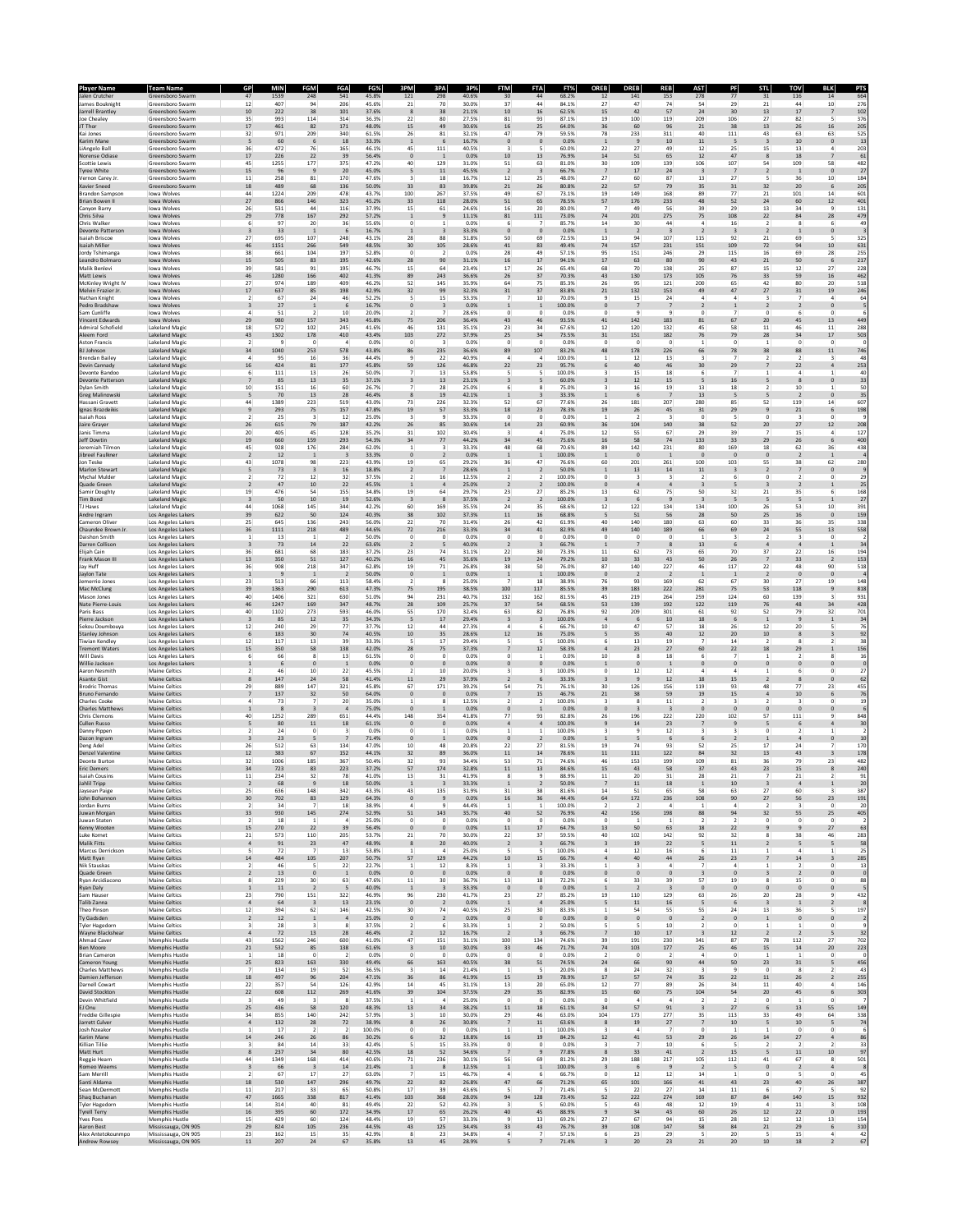| Player Name | Team Name | GP | MIN | FGM | FGA | FG% | 3PM | 3PA | 3P% | FTM | FTA | FT% | OREB | DREB | REB | AST | PF | STL | TOV | BLK | PTS |
|---|---|---|---|---|---|---|---|---|---|---|---|---|---|---|---|---|---|---|---|---|---|
| Jalen Crutcher | Greensboro Swarm | 47 | 1539 | 248 | 541 | 45.8% | 121 | 298 | 40.6% | 30 | 44 | 68.2% | 12 | 141 | 153 | 278 | 77 | 31 | 116 | 14 | 664 |
| James Bouknight | Greensboro Swarm | 12 | 407 | 94 | 206 | 45.6% | 21 | 70 | 30.0% | 37 | 44 | 84.1% | 27 | 47 | 74 | 54 | 29 | 21 | 44 | 10 | 276 |
| Jarrell Brantley | Greensboro Swarm | 10 | 222 | 38 | 101 | 37.6% | 8 | 38 | 21.1% | 10 | 16 | 62.5% | 15 | 42 | 57 | 24 | 30 | 13 | 17 | 7 | 102 |
| Joe Chealey | Greensboro Swarm | 35 | 993 | 114 | 314 | 36.3% | 22 | 80 | 27.5% | 81 | 93 | 87.1% | 19 | 100 | 119 | 209 | 106 | 27 | 82 | 5 | 376 |
| JT Thor | Greensboro Swarm | 17 | 461 | 82 | 171 | 48.0% | 15 | 49 | 30.6% | 16 | 25 | 64.0% | 36 | 60 | 96 | 21 | 38 | 13 | 26 | 16 | 205 |
| Kai Jones | Greensboro Swarm | 32 | 971 | 209 | 340 | 61.5% | 26 | 81 | 32.1% | 47 | 79 | 59.5% | 78 | 233 | 311 | 40 | 111 | 43 | 63 | 63 | 525 |
| Karim Mane | Greensboro Swarm | 5 | 60 | 6 | 18 | 33.3% | 1 | 6 | 16.7% | 0 | 0 | 0.0% | 1 | 9 | 10 | 11 | 5 | 3 | 10 | 0 | 13 |
| L'Angelo Ball | Greensboro Swarm | 36 | 472 | 76 | 165 | 46.1% | 45 | 111 | 40.5% | 3 | 5 | 60.0% | 22 | 27 | 49 | 12 | 25 | 15 | 13 | 4 | 203 |
| Norense Odiase | Greensboro Swarm | 17 | 226 | 22 | 39 | 56.4% | 0 | 1 | 0.0% | 10 | 13 | 76.9% | 14 | 51 | 65 | 12 | 47 | 8 | 18 | 7 | 61 |
| Scottie Lewis | Greensboro Swarm | 45 | 1255 | 177 | 375 | 47.2% | 40 | 129 | 31.0% | 51 | 63 | 81.0% | 30 | 109 | 139 | 106 | 107 | 54 | 109 | 58 | 482 |
| Tyree White | Greensboro Swarm | 15 | 96 | 9 | 20 | 45.0% | 5 | 11 | 45.5% | 2 | 3 | 66.7% | 7 | 17 | 24 | 3 | 7 | 2 | 1 | 0 | 27 |
| Vernon Carey Jr. | Greensboro Swarm | 11 | 258 | 81 | 170 | 47.6% | 3 | 18 | 16.7% | 12 | 25 | 48.0% | 27 | 60 | 87 | 13 | 27 | 5 | 36 | 10 | 184 |
| Xavier Sneed | Greensboro Swarm | 18 | 489 | 68 | 136 | 50.0% | 33 | 83 | 39.8% | 21 | 26 | 80.8% | 22 | 57 | 79 | 35 | 31 | 32 | 20 | 6 | 205 |
| Brandon Sampson | Iowa Wolves | 44 | 1224 | 209 | 478 | 43.7% | 100 | 267 | 37.5% | 49 | 67 | 73.1% | 19 | 149 | 168 | 89 | 77 | 21 | 101 | 14 | 601 |
| Brian Bowen II | Iowa Wolves | 27 | 866 | 146 | 323 | 45.2% | 33 | 118 | 28.0% | 51 | 65 | 78.5% | 57 | 176 | 233 | 48 | 52 | 24 | 60 | 12 | 401 |
| Canyon Barry | Iowa Wolves | 26 | 531 | 44 | 116 | 37.9% | 15 | 61 | 24.6% | 16 | 20 | 80.0% | 7 | 49 | 56 | 39 | 29 | 13 | 34 | 9 | 131 |
| Chris Silva | Iowa Wolves | 29 | 778 | 167 | 292 | 57.2% | 1 | 9 | 11.1% | 81 | 111 | 73.0% | 74 | 201 | 275 | 75 | 108 | 22 | 84 | 28 | 479 |
| Chris Walker | Iowa Wolves | 6 | 97 | 20 | 36 | 55.6% | 0 | 1 | 0.0% | 6 | 7 | 85.7% | 14 | 30 | 44 | 4 | 16 | 2 | 8 | 6 | 49 |
| Devonte Patterson | Iowa Wolves | 3 | 33 | 1 | 6 | 16.7% | 1 | 3 | 33.3% | 0 | 0 | 0.0% | 1 | 2 | 3 | 2 | 3 | 2 | 1 | 0 | 3 |
| Isaiah Briscoe | Iowa Wolves | 27 | 695 | 107 | 248 | 43.1% | 28 | 88 | 31.8% | 50 | 69 | 72.5% | 13 | 94 | 107 | 115 | 92 | 21 | 69 | 5 | 325 |
| Isaiah Miller | Iowa Wolves | 46 | 1151 | 266 | 549 | 48.5% | 30 | 105 | 28.6% | 41 | 83 | 49.4% | 74 | 157 | 231 | 151 | 109 | 72 | 94 | 10 | 631 |
| Jaylen Tshimanga | Iowa Wolves | 38 | 661 | 104 | 197 | 52.8% | 0 | 2 | 0.0% | 28 | 49 | 57.1% | 95 | 151 | 246 | 29 | 115 | 16 | 69 | 28 | 255 |
| Leandro Bolmaro | Iowa Wolves | 15 | 505 | 83 | 195 | 42.6% | 28 | 90 | 31.1% | 16 | 17 | 94.1% | 17 | 63 | 80 | 90 | 43 | 21 | 50 | 6 | 217 |
| Malik Benlevi | Iowa Wolves | 39 | 581 | 91 | 195 | 46.7% | 15 | 64 | 23.4% | 17 | 26 | 65.4% | 68 | 70 | 138 | 25 | 87 | 15 | 12 | 27 | 228 |
| Matt Lewis | Iowa Wolves | 46 | 1280 | 166 | 402 | 41.3% | 89 | 243 | 36.6% | 26 | 37 | 70.3% | 43 | 130 | 173 | 105 | 76 | 33 | 59 | 16 | 462 |
| McKinley Wright IV | Iowa Wolves | 27 | 974 | 189 | 409 | 46.2% | 52 | 145 | 35.9% | 64 | 75 | 85.3% | 26 | 95 | 121 | 200 | 65 | 42 | 80 | 20 | 518 |
| Melvin Frazier Jr. | Iowa Wolves | 17 | 637 | 85 | 198 | 42.9% | 32 | 99 | 32.3% | 31 | 37 | 83.8% | 21 | 132 | 153 | 49 | 47 | 27 | 31 | 19 | 246 |
| Nathan Knight | Iowa Wolves | 2 | 67 | 24 | 46 | 52.2% | 5 | 15 | 33.3% | 7 | 10 | 70.0% | 9 | 15 | 24 | 4 | 4 | 3 | 7 | 4 | 64 |
| Pedro Bradshaw | Iowa Wolves | 3 | 27 | 1 | 6 | 16.7% | 0 | 3 | 0.0% | 1 | 1 | 100.0% | 0 | 7 | 7 | 2 | 1 | 2 | 2 | 0 | 5 |
| Sam Cunliffe | Iowa Wolves | 4 | 51 | 2 | 10 | 20.0% | 2 | 7 | 28.6% | 0 | 0 | 0.0% | 0 | 9 | 9 | 0 | 7 | 0 | 6 | 0 | 6 |
| Vincent Edwards | Iowa Wolves | 29 | 980 | 157 | 343 | 45.8% | 75 | 206 | 36.4% | 43 | 46 | 93.5% | 41 | 142 | 183 | 81 | 67 | 20 | 45 | 13 | 449 |
| Admiral Schofield | Lakeland Magic | 18 | 572 | 102 | 245 | 41.6% | 46 | 131 | 35.1% | 23 | 34 | 67.6% | 12 | 120 | 132 | 45 | 58 | 11 | 46 | 11 | 288 |
| Aleem Ford | Lakeland Magic | 43 | 1302 | 178 | 410 | 43.4% | 103 | 272 | 37.9% | 25 | 34 | 73.5% | 31 | 151 | 182 | 76 | 79 | 28 | 34 | 17 | 503 |
| Aston Francis | Lakeland Magic | 2 | 9 | 0 | 4 | 0.0% | 0 | 3 | 0.0% | 0 | 0 | 0.0% | 0 | 0 | 0 | 1 | 0 | 1 | 0 | 0 | 0 |
| BJ Johnson | Lakeland Magic | 34 | 1040 | 253 | 578 | 43.8% | 86 | 235 | 36.6% | 89 | 107 | 83.2% | 48 | 178 | 226 | 66 | 78 | 38 | 88 | 11 | 746 |
| Brendan Bailey | Lakeland Magic | 4 | 95 | 16 | 36 | 44.4% | 9 | 22 | 40.9% | 4 | 4 | 100.0% | 1 | 12 | 13 | 3 | 7 | 2 | 2 | 3 | 48 |
| Devin Cannady | Lakeland Magic | 16 | 424 | 81 | 177 | 45.8% | 59 | 126 | 46.8% | 22 | 23 | 95.7% | 6 | 40 | 46 | 30 | 29 | 7 | 22 | 4 | 253 |
| Devonte Bandoo | Lakeland Magic | 6 | 111 | 13 | 26 | 50.0% | 7 | 13 | 53.8% | 5 | 5 | 100.0% | 3 | 15 | 18 | 6 | 7 | 1 | 4 | 1 | 40 |
| Devonte Patterson | Lakeland Magic | 7 | 85 | 13 | 35 | 37.1% | 3 | 13 | 23.1% | 3 | 5 | 60.0% | 3 | 12 | 15 | 5 | 16 | 5 | 8 | 0 | 33 |
| Dylan Smith | Lakeland Magic | 10 | 151 | 16 | 60 | 26.7% | 7 | 28 | 25.0% | 6 | 8 | 75.0% | 3 | 16 | 19 | 13 | 18 | 2 | 10 | 1 | 50 |
| Greg Malinowski | Lakeland Magic | 5 | 70 | 13 | 28 | 46.4% | 8 | 19 | 42.1% | 1 | 3 | 33.3% | 1 | 6 | 7 | 13 | 5 | 5 | 2 | 0 | 35 |
| Hassani Gravett | Lakeland Magic | 44 | 1389 | 223 | 519 | 43.0% | 73 | 226 | 32.3% | 52 | 67 | 77.6% | 26 | 181 | 207 | 280 | 85 | 52 | 119 | 14 | 607 |
| Ignas Brazdeikis | Lakeland Magic | 9 | 293 | 75 | 157 | 47.8% | 19 | 57 | 33.3% | 18 | 23 | 78.3% | 19 | 26 | 45 | 31 | 29 | 9 | 21 | 6 | 198 |
| Isaiah Ross | Lakeland Magic | 2 | 25 | 3 | 12 | 25.0% | 3 | 9 | 33.3% | 0 | 0 | 0.0% | 1 | 2 | 3 | 0 | 5 | 0 | 3 | 0 | 9 |
| Jaire Grayer | Lakeland Magic | 26 | 615 | 79 | 187 | 42.2% | 26 | 85 | 30.6% | 14 | 23 | 60.9% | 36 | 104 | 140 | 38 | 52 | 20 | 27 | 12 | 208 |
| Janis Timma | Lakeland Magic | 20 | 405 | 45 | 128 | 35.2% | 31 | 102 | 30.4% | 3 | 4 | 75.0% | 12 | 55 | 67 | 29 | 39 | 7 | 15 | 4 | 127 |
| Jeff Dowtin | Lakeland Magic | 19 | 660 | 159 | 293 | 54.3% | 34 | 77 | 44.2% | 34 | 45 | 75.6% | 16 | 58 | 74 | 133 | 33 | 29 | 26 | 6 | 400 |
| Jeremiah Tilmon | Lakeland Magic | 45 | 928 | 176 | 284 | 62.0% | 1 | 3 | 33.3% | 48 | 68 | 70.6% | 89 | 142 | 231 | 80 | 169 | 18 | 62 | 36 | 438 |
| Jibreel Faulkner | Lakeland Magic | 2 | 12 | 1 | 3 | 33.3% | 0 | 2 | 0.0% | 1 | 1 | 100.0% | 1 | 0 | 1 | 0 | 0 | 0 | 2 | 1 | 4 |
| Jon Teske | Lakeland Magic | 43 | 1078 | 98 | 223 | 43.9% | 19 | 65 | 29.2% | 36 | 47 | 76.6% | 60 | 201 | 261 | 100 | 103 | 55 | 38 | 62 | 280 |
| Marlon Stewart | Lakeland Magic | 5 | 73 | 3 | 16 | 18.8% | 2 | 7 | 28.6% | 1 | 2 | 50.0% | 1 | 13 | 14 | 11 | 3 | 2 | 7 | 0 | 9 |
| Mychal Mulder | Lakeland Magic | 2 | 72 | 12 | 32 | 37.5% | 2 | 16 | 12.5% | 2 | 2 | 100.0% | 0 | 3 | 3 | 2 | 6 | 0 | 2 | 0 | 29 |
| Quade Green | Lakeland Magic | 2 | 47 | 10 | 22 | 45.5% | 1 | 4 | 25.0% | 2 | 2 | 100.0% | 0 | 4 | 4 | 3 | 5 | 3 | 2 | 1 | 25 |
| Samir Doughty | Lakeland Magic | 19 | 476 | 54 | 155 | 34.8% | 19 | 64 | 29.7% | 23 | 27 | 85.2% | 13 | 62 | 75 | 50 | 32 | 21 | 35 | 6 | 168 |
| Tim Bond | Lakeland Magic | 3 | 50 | 10 | 19 | 52.6% | 3 | 8 | 37.5% | 2 | 2 | 100.0% | 3 | 6 | 9 | 3 | 5 | 5 | 5 | 1 | 27 |
| TJ Haws | Lakeland Magic | 44 | 1068 | 145 | 344 | 42.2% | 60 | 169 | 35.5% | 24 | 35 | 68.6% | 12 | 122 | 134 | 134 | 100 | 26 | 53 | 10 | 391 |
| Andre Ingram | Los Angeles Lakers | 39 | 622 | 50 | 124 | 40.3% | 38 | 102 | 37.3% | 11 | 16 | 68.8% | 5 | 51 | 56 | 28 | 50 | 25 | 16 | 0 | 159 |
| Cameron Oliver | Los Angeles Lakers | 25 | 645 | 136 | 243 | 56.0% | 22 | 70 | 31.4% | 26 | 42 | 61.9% | 40 | 140 | 180 | 63 | 60 | 33 | 36 | 35 | 338 |
| Chaundee Brown Jr. | Los Angeles Lakers | 36 | 1111 | 218 | 489 | 44.6% | 72 | 216 | 33.3% | 34 | 41 | 82.9% | 49 | 140 | 189 | 66 | 69 | 24 | 55 | 13 | 558 |
| Daishen Smith | Los Angeles Lakers | 1 | 13 | 1 | 2 | 50.0% | 0 | 0 | 0.0% | 0 | 0 | 0.0% | 0 | 0 | 0 | 1 | 3 | 2 | 3 | 0 | 2 |
| Darren Collison | Los Angeles Lakers | 3 | 73 | 14 | 22 | 63.6% | 2 | 5 | 40.0% | 2 | 3 | 66.7% | 1 | 7 | 8 | 13 | 6 | 4 | 4 | 1 | 34 |
| Elijah Cain | Los Angeles Lakers | 36 | 681 | 68 | 183 | 37.2% | 23 | 74 | 31.1% | 22 | 30 | 73.3% | 11 | 62 | 73 | 65 | 70 | 37 | 22 | 16 | 194 |
| Frank Mason III | Los Angeles Lakers | 13 | 350 | 51 | 127 | 40.2% | 16 | 45 | 35.6% | 19 | 24 | 79.2% | 10 | 33 | 43 | 50 | 26 | 7 | 33 | 2 | 153 |
| Jay Huff | Los Angeles Lakers | 36 | 908 | 218 | 347 | 62.8% | 19 | 71 | 26.8% | 38 | 50 | 76.0% | 87 | 140 | 227 | 46 | 117 | 22 | 48 | 90 | 518 |
| Jaylon Tate | Los Angeles Lakers | 1 | 9 | 1 | 2 | 50.0% | 0 | 1 | 0.0% | 1 | 1 | 100.0% | 0 | 2 | 2 | 1 | 1 | 2 | 0 | 0 | 4 |
| Jemerrio Jones | Los Angeles Lakers | 23 | 513 | 66 | 113 | 58.4% | 2 | 8 | 25.0% | 7 | 18 | 38.9% | 76 | 93 | 169 | 62 | 67 | 30 | 27 | 19 | 148 |
| Mac McClung | Los Angeles Lakers | 39 | 1363 | 290 | 613 | 47.3% | 75 | 195 | 38.5% | 100 | 117 | 85.5% | 39 | 183 | 222 | 281 | 75 | 53 | 118 | 9 | 818 |
| Mason Jones | Los Angeles Lakers | 40 | 1406 | 321 | 630 | 51.0% | 94 | 231 | 40.7% | 132 | 162 | 81.5% | 45 | 219 | 264 | 259 | 124 | 60 | 139 | 3 | 931 |
| Nate Pierre-Louis | Los Angeles Lakers | 46 | 1247 | 169 | 347 | 48.7% | 28 | 109 | 25.7% | 37 | 54 | 68.5% | 53 | 139 | 192 | 122 | 119 | 76 | 48 | 34 | 428 |
| Paris Bass | Los Angeles Lakers | 40 | 1102 | 273 | 593 | 46.0% | 55 | 170 | 32.4% | 63 | 82 | 76.8% | 92 | 209 | 301 | 61 | 92 | 52 | 79 | 32 | 701 |
| Pierre Jackson | Los Angeles Lakers | 3 | 85 | 12 | 35 | 34.3% | 5 | 17 | 29.4% | 3 | 3 | 100.0% | 4 | 6 | 10 | 18 | 6 | 1 | 9 | 1 | 34 |
| Sekou Doumbouya | Los Angeles Lakers | 12 | 240 | 29 | 77 | 37.7% | 12 | 44 | 27.3% | 4 | 6 | 66.7% | 10 | 47 | 57 | 18 | 26 | 12 | 20 | 5 | 76 |
| Stanley Johnson | Los Angeles Lakers | 6 | 183 | 30 | 74 | 40.5% | 10 | 35 | 28.6% | 12 | 16 | 75.0% | 5 | 35 | 40 | 12 | 20 | 10 | 8 | 3 | 92 |
| Tiwian Kendley | Los Angeles Lakers | 12 | 117 | 13 | 39 | 33.3% | 5 | 17 | 29.4% | 5 | 5 | 100.0% | 6 | 13 | 19 | 7 | 14 | 2 | 8 | 2 | 38 |
| Tremont Waters | Los Angeles Lakers | 15 | 350 | 58 | 138 | 42.0% | 28 | 75 | 37.3% | 7 | 12 | 58.3% | 4 | 23 | 27 | 60 | 22 | 18 | 29 | 1 | 156 |
| Will Davis | Los Angeles Lakers | 6 | 66 | 8 | 13 | 61.5% | 0 | 0 | 0.0% | 0 | 1 | 0.0% | 10 | 8 | 18 | 6 | 7 | 1 | 2 | 8 | 16 |
| Willie Jackson | Los Angeles Lakers | 1 | 6 | 0 | 1 | 0.0% | 0 | 0 | 0.0% | 0 | 0 | 0.0% | 1 | 0 | 1 | 0 | 0 | 0 | 0 | 0 | 0 |
| Aaron Nesmith | Maine Celtics | 2 | 46 | 10 | 22 | 45.5% | 2 | 10 | 20.0% | 3 | 3 | 100.0% | 0 | 12 | 12 | 4 | 4 | 1 | 6 | 0 | 27 |
| Asante Gist | Maine Celtics | 8 | 147 | 24 | 58 | 41.4% | 11 | 29 | 37.9% | 2 | 6 | 33.3% | 3 | 9 | 12 | 18 | 15 | 2 | 8 | 0 | 62 |
| Brodric Thomas | Maine Celtics | 29 | 889 | 147 | 321 | 45.8% | 67 | 171 | 39.2% | 54 | 71 | 76.1% | 30 | 126 | 156 | 119 | 93 | 48 | 77 | 23 | 455 |
| Bruno Fernando | Maine Celtics | 7 | 137 | 32 | 50 | 64.0% | 0 | 0 | 0.0% | 7 | 15 | 46.7% | 21 | 38 | 59 | 19 | 15 | 4 | 10 | 6 | 76 |
| Charles Cooke | Maine Celtics | 4 | 73 | 7 | 20 | 35.0% | 1 | 8 | 12.5% | 2 | 2 | 100.0% | 3 | 8 | 11 | 2 | 3 | 2 | 3 | 0 | 19 |
| Charles Matthews | Maine Celtics | 1 | 8 | 3 | 4 | 75.0% | 0 | 1 | 0.0% | 0 | 1 | 0.0% | 0 | 3 | 3 | 0 | 0 | 0 | 0 | 0 | 6 |
| Chris Clemons | Maine Celtics | 40 | 1252 | 289 | 651 | 44.4% | 148 | 354 | 41.8% | 77 | 93 | 82.8% | 26 | 196 | 222 | 220 | 102 | 57 | 111 | 9 | 848 |
| Cullen Russo | Maine Celtics | 5 | 80 | 11 | 18 | 61.1% | 0 | 0 | 0.0% | 4 | 4 | 100.0% | 9 | 14 | 23 | 7 | 9 | 5 | 6 | 4 | 30 |
| Danny Pippen | Maine Celtics | 2 | 24 | 0 | 3 | 0.0% | 0 | 1 | 0.0% | 1 | 1 | 100.0% | 3 | 9 | 12 | 3 | 3 | 0 | 2 | 1 | 2 |
| Dazon Ingram | Maine Celtics | 3 | 23 | 5 | 7 | 71.4% | 0 | 1 | 0.0% | 0 | 2 | 0.0% | 1 | 5 | 6 | 6 | 2 | 1 | 4 | 0 | 10 |
| Deng Adel | Maine Celtics | 26 | 512 | 63 | 134 | 47.0% | 10 | 48 | 20.8% | 22 | 27 | 81.5% | 19 | 74 | 93 | 52 | 25 | 17 | 24 | 7 | 170 |
| Denzel Valentine | Maine Celtics | 12 | 383 | 67 | 152 | 44.1% | 32 | 89 | 36.0% | 11 | 14 | 78.6% | 11 | 111 | 122 | 84 | 32 | 13 | 43 | 3 | 178 |
| Deonte Burton | Maine Celtics | 32 | 1006 | 185 | 367 | 50.4% | 32 | 93 | 34.4% | 53 | 71 | 74.6% | 46 | 153 | 199 | 109 | 81 | 36 | 79 | 23 | 482 |
| Eric Demers | Maine Celtics | 34 | 723 | 83 | 223 | 37.2% | 57 | 174 | 32.8% | 11 | 13 | 84.6% | 15 | 43 | 58 | 37 | 43 | 23 | 15 | 8 | 240 |
| Isaiah Cousins | Maine Celtics | 11 | 234 | 32 | 78 | 41.0% | 13 | 31 | 41.9% | 8 | 9 | 88.9% | 11 | 20 | 31 | 28 | 21 | 7 | 21 | 2 | 91 |
| Jahlil Tripp | Maine Celtics | 2 | 68 | 9 | 18 | 50.0% | 1 | 3 | 33.3% | 1 | 2 | 50.0% | 7 | 11 | 18 | 1 | 10 | 3 | 4 | 1 | 20 |
| Jaysean Paige | Maine Celtics | 25 | 636 | 148 | 342 | 43.3% | 43 | 135 | 31.9% | 31 | 38 | 81.6% | 14 | 51 | 65 | 58 | 63 | 27 | 60 | 3 | 387 |
| John Bohannon | Maine Celtics | 30 | 702 | 83 | 129 | 64.3% | 0 | 9 | 0.0% | 16 | 36 | 44.4% | 64 | 172 | 236 | 108 | 90 | 27 | 56 | 23 | 191 |
| Jordan Burns | Maine Celtics | 2 | 34 | 7 | 18 | 38.9% | 4 | 9 | 44.4% | 1 | 1 | 100.0% | 2 | 2 | 4 | 1 | 4 | 2 | 3 | 0 | 20 |
| Juwan Morgan | Maine Celtics | 33 | 930 | 145 | 274 | 52.9% | 51 | 143 | 35.7% | 40 | 52 | 76.9% | 42 | 156 | 198 | 88 | 94 | 32 | 55 | 25 | 405 |
| Juwan Staten | Maine Celtics | 2 | 18 | 1 | 4 | 25.0% | 0 | 0 | 0.0% | 0 | 0 | 0.0% | 0 | 1 | 1 | 2 | 2 | 0 | 0 | 0 | 2 |
| Kenny Wooten | Maine Celtics | 15 | 270 | 22 | 39 | 56.4% | 0 | 0 | 0.0% | 11 | 17 | 64.7% | 13 | 50 | 63 | 18 | 22 | 9 | 9 | 27 | 63 |
| Luke Kornet | Maine Celtics | 21 | 573 | 110 | 205 | 53.7% | 21 | 70 | 30.0% | 22 | 37 | 59.5% | 40 | 102 | 142 | 92 | 32 | 8 | 38 | 46 | 283 |
| Malik Fitts | Maine Celtics | 4 | 91 | 23 | 47 | 48.9% | 8 | 20 | 40.0% | 2 | 3 | 66.7% | 3 | 19 | 22 | 5 | 11 | 2 | 5 | 5 | 58 |
| Marcus Derrickson | Maine Celtics | 5 | 72 | 7 | 13 | 53.8% | 1 | 4 | 25.0% | 5 | 5 | 100.0% | 4 | 12 | 16 | 6 | 11 | 1 | 4 | 1 | 25 |
| Matt Ryan | Maine Celtics | 14 | 484 | 105 | 207 | 50.7% | 57 | 129 | 44.2% | 10 | 15 | 66.7% | 4 | 40 | 44 | 26 | 23 | 7 | 14 | 3 | 285 |
| Nik Stauskas | Maine Celtics | 2 | 46 | 5 | 22 | 22.7% | 1 | 12 | 8.3% | 1 | 3 | 33.3% | 1 | 3 | 4 | 7 | 4 | 1 | 2 | 0 | 13 |
| Quade Green | Maine Celtics | 2 | 13 | 0 | 1 | 0.0% | 0 | 0 | 0.0% | 0 | 0 | 0.0% | 0 | 0 | 0 | 0 | 0 | 3 | 2 | 0 | 0 |
| Ryan Arcidiacono | Maine Celtics | 8 | 229 | 30 | 63 | 47.6% | 11 | 30 | 36.7% | 13 | 18 | 72.2% | 6 | 33 | 39 | 57 | 19 | 8 | 15 | 0 | 88 |
| Ryan Daly | Maine Celtics | 1 | 11 | 2 | 5 | 40.0% | 1 | 3 | 33.3% | 0 | 0 | 0.0% | 1 | 2 | 3 | 0 | 0 | 0 | 0 | 0 | 5 |
| Sam Hauser | Maine Celtics | 23 | 790 | 151 | 322 | 46.9% | 96 | 230 | 41.7% | 23 | 27 | 85.2% | 19 | 110 | 129 | 63 | 26 | 20 | 28 | 9 | 432 |
| Tahjé Zanna | Maine Celtics | 4 | 64 | 3 | 13 | 23.1% | 0 | 2 | 0.0% | 1 | 4 | 25.0% | 5 | 11 | 16 | 5 | 6 | 3 | 1 | 2 | 8 |
| Theo Pinson | Maine Celtics | 12 | 394 | 62 | 146 | 42.5% | 30 | 74 | 40.5% | 25 | 30 | 83.3% | 1 | 54 | 55 | 55 | 24 | 13 | 36 | 5 | 197 |
| Ty Gadsden | Maine Celtics | 2 | 12 | 1 | 4 | 25.0% | 0 | 2 | 0.0% | 0 | 0 | 0.0% | 0 | 2 | 2 | 0 | 1 | 1 | 0 | 0 | 2 |
| Tyler Hagedorn | Maine Celtics | 3 | 28 | 3 | 8 | 37.5% | 2 | 6 | 33.3% | 1 | 2 | 50.0% | 5 | 5 | 10 | 2 | 0 | 1 | 1 | 0 | 9 |
| Wayne Blackshear | Maine Celtics | 4 | 72 | 13 | 28 | 46.4% | 2 | 12 | 16.7% | 2 | 3 | 66.7% | 7 | 10 | 17 | 3 | 12 | 2 | 2 | 5 | 32 |
| Ahmad Caver | Memphis Hustle | 43 | 1562 | 246 | 600 | 41.0% | 47 | 151 | 31.1% | 100 | 134 | 74.6% | 39 | 191 | 230 | 341 | 87 | 78 | 112 | 27 | 702 |
| Ben Moore | Memphis Hustle | 21 | 532 | 85 | 138 | 61.6% | 3 | 10 | 30.0% | 33 | 46 | 71.7% | 74 | 103 | 177 | 25 | 46 | 15 | 14 | 20 | 223 |
| Brian Cameron | Memphis Hustle | 1 | 18 | 0 | 2 | 0.0% | 0 | 0 | 0.0% | 0 | 0 | 0.0% | 2 | 0 | 2 | 4 | 0 | 1 | 1 | 0 | 0 |
| Cameron Young | Memphis Hustle | 25 | 823 | 163 | 330 | 49.4% | 66 | 163 | 40.5% | 38 | 51 | 74.5% | 24 | 66 | 90 | 44 | 50 | 23 | 31 | 5 | 456 |
| Charles Matthews | Memphis Hustle | 7 | 134 | 19 | 52 | 36.5% | 3 | 14 | 21.4% | 1 | 5 | 20.0% | 8 | 24 | 32 | 3 | 9 | 0 | 8 | 2 | 43 |
| Damien Jefferson | Memphis Hustle | 18 | 497 | 96 | 204 | 47.1% | 36 | 86 | 41.9% | 15 | 19 | 78.9% | 17 | 57 | 74 | 35 | 22 | 11 | 26 | 2 | 255 |
| Darnell Cowart | Memphis Hustle | 22 | 357 | 54 | 126 | 42.9% | 14 | 45 | 31.1% | 13 | 20 | 65.0% | 12 | 77 | 89 | 26 | 34 | 11 | 40 | 4 | 146 |
| David Stockton | Memphis Hustle | 22 | 608 | 112 | 269 | 41.6% | 39 | 104 | 37.5% | 29 | 35 | 82.9% | 15 | 60 | 75 | 104 | 54 | 20 | 45 | 6 | 303 |
| Devin Whitfield | Memphis Hustle | 3 | 49 | 3 | 8 | 37.5% | 1 | 4 | 25.0% | 0 | 0 | 0.0% | 0 | 4 | 4 | 2 | 2 | 0 | 1 | 0 | 7 |
| EJ Onu | Memphis Hustle | 25 | 436 | 58 | 120 | 48.3% | 13 | 34 | 38.2% | 11 | 18 | 61.1% | 34 | 57 | 91 | 3 | 27 | 6 | 13 | 55 | 149 |
| Freddie Gillespie | Memphis Hustle | 34 | 855 | 140 | 242 | 57.9% | 3 | 10 | 30.0% | 29 | 46 | 63.0% | 104 | 173 | 277 | 35 | 113 | 33 | 49 | 64 | 338 |
| Jarrett Culver | Memphis Hustle | 4 | 132 | 28 | 72 | 38.9% | 8 | 26 | 30.8% | 7 | 11 | 63.6% | 8 | 19 | 27 | 7 | 10 | 5 | 10 | 5 | 74 |
| Josh Nzeakor | Memphis Hustle | 1 | 17 | 2 | 2 | 100.0% | 0 | 0 | 0.0% | 1 | 1 | 100.0% | 3 | 4 | 7 | 0 | 1 | 1 | 0 | 0 | 6 |
| Karim Mane | Memphis Hustle | 14 | 246 | 26 | 86 | 30.2% | 6 | 32 | 18.8% | 16 | 19 | 84.2% | 12 | 41 | 53 | 29 | 26 | 14 | 27 | 4 | 86 |
| Killian Tillie | Memphis Hustle | 3 | 84 | 14 | 33 | 42.4% | 5 | 15 | 33.3% | 0 | 0 | 0.0% | 3 | 7 | 10 | 6 | 5 | 2 | 2 | 2 | 33 |
| Matt Hurt | Memphis Hustle | 8 | 237 | 34 | 80 | 42.5% | 18 | 52 | 34.6% | 7 | 9 | 77.8% | 8 | 33 | 41 | 2 | 15 | 5 | 11 | 10 | 97 |
| Reggie Hearn | Memphis Hustle | 44 | 1349 | 168 | 414 | 40.6% | 71 | 236 | 30.1% | 56 | 69 | 81.2% | 29 | 188 | 217 | 105 | 112 | 41 | 67 | 8 | 501 |
| Romeo Weems | Memphis Hustle | 3 | 66 | 3 | 14 | 21.4% | 1 | 8 | 12.5% | 1 | 1 | 100.0% | 3 | 6 | 9 | 2 | 5 | 0 | 2 | 4 | 8 |
| Sam Merrill | Memphis Hustle | 2 | 67 | 17 | 27 | 63.0% | 7 | 15 | 46.7% | 4 | 6 | 66.7% | 0 | 12 | 12 | 14 | 1 | 0 | 5 | 0 | 45 |
| Santi Aldama | Memphis Hustle | 18 | 530 | 147 | 296 | 49.7% | 22 | 82 | 26.8% | 47 | 66 | 71.2% | 65 | 101 | 166 | 41 | 43 | 23 | 40 | 26 | 387 |
| Sean McDermott | Memphis Hustle | 11 | 217 | 33 | 65 | 50.8% | 17 | 39 | 43.6% | 5 | 7 | 71.4% | 5 | 22 | 27 | 14 | 11 | 6 | 7 | 5 | 92 |
| Shaq Buchanan | Memphis Hustle | 47 | 1665 | 338 | 817 | 41.4% | 103 | 368 | 28.0% | 94 | 128 | 73.4% | 52 | 222 | 274 | 169 | 87 | 84 | 140 | 15 | 932 |
| Tyler Hagedorn | Memphis Hustle | 14 | 314 | 40 | 81 | 49.4% | 22 | 52 | 42.3% | 3 | 5 | 60.0% | 5 | 43 | 48 | 12 | 19 | 4 | 11 | 3 | 108 |
| Tyrell Terry | Memphis Hustle | 16 | 395 | 60 | 172 | 34.9% | 17 | 65 | 26.2% | 40 | 45 | 88.9% | 9 | 34 | 43 | 60 | 26 | 12 | 22 | 0 | 193 |
| Yves Pons | Memphis Hustle | 15 | 429 | 60 | 124 | 48.4% | 19 | 57 | 33.3% | 9 | 13 | 69.2% | 27 | 67 | 94 | 15 | 28 | 12 | 12 | 13 | 154 |
| Aaron Best | Mississauga, ON 905 | 29 | 824 | 105 | 236 | 44.5% | 43 | 125 | 34.4% | 33 | 43 | 76.7% | 39 | 108 | 147 | 58 | 84 | 21 | 29 | 6 | 310 |
| Alex Antetokounmpo | Mississauga, ON 905 | 23 | 162 | 15 | 35 | 42.9% | 8 | 23 | 34.8% | 4 | 7 | 57.1% | 6 | 23 | 29 | 5 | 20 | 5 | 15 | 4 | 42 |
| Andrew Rowsey | Mississauga, ON 905 | 11 | 207 | 24 | 67 | 35.8% | 13 | 45 | 28.9% | 5 | 7 | 71.4% | 3 | 20 | 23 | 21 | 20 | 10 | 18 | 2 | 67 |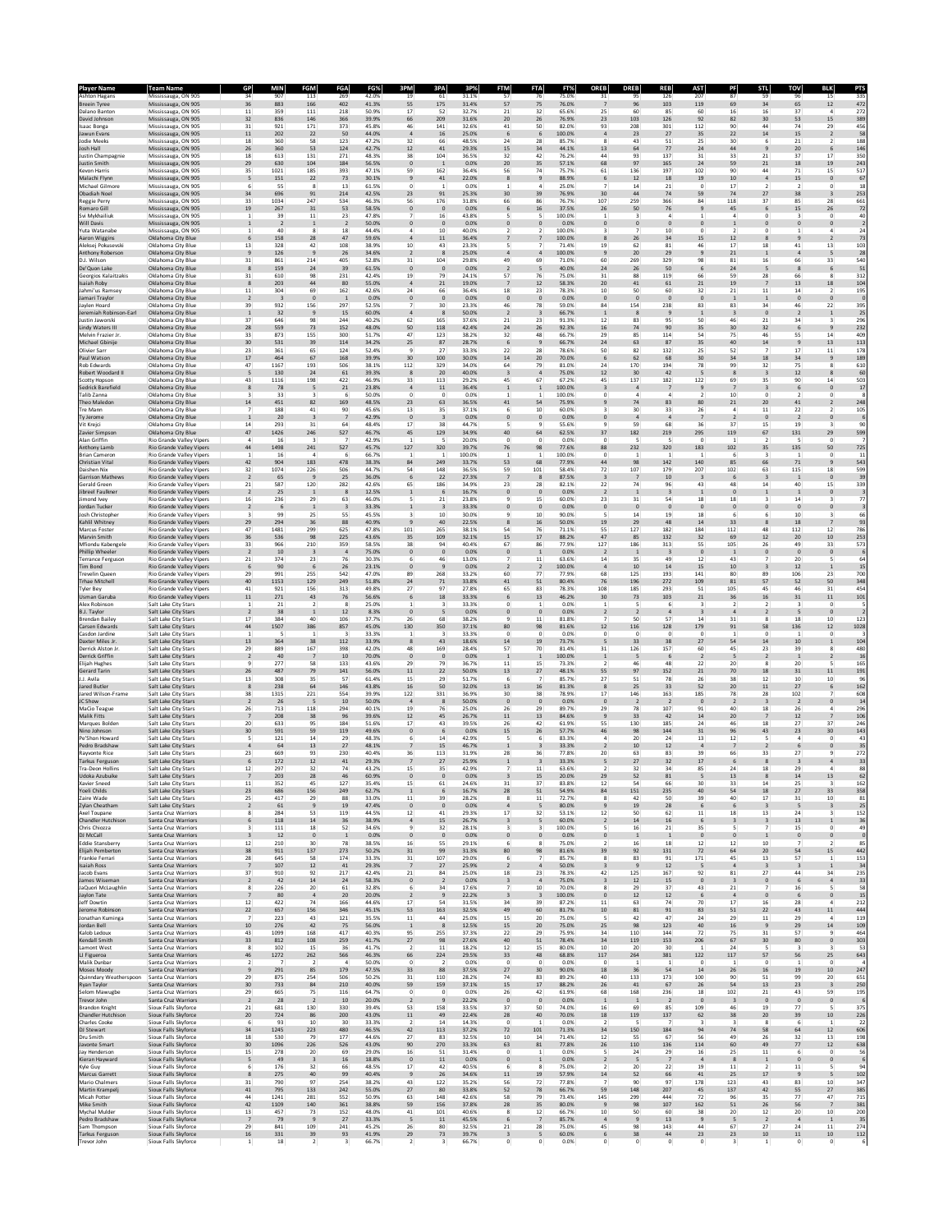| Player Name | Team Name | GP | MIN | FGM | FGA | FG% | 3PM | 3PA | 3P% | FTM | FTA | FT% | OREB | DREB | REB | AST | PF | STL | TOV | BLK | PTS |
|---|---|---|---|---|---|---|---|---|---|---|---|---|---|---|---|---|---|---|---|---|---|
| Ashton Hagans | Mississauga, ON 905 | 34 | 907 | 113 | 269 | 42.0% | 19 | 61 | 31.1% | 57 | 76 | 75.0% | 31 | 95 | 126 | 207 | 87 | 59 | 96 | 15 | 335 |
| Breein Tyree | Mississauga, ON 905 | 36 | 883 | 166 | 402 | 41.3% | 55 | 175 | 31.4% | 57 | 75 | 76.0% | 7 | 96 | 103 | 119 | 69 | 34 | 65 | 12 | 472 |
| Dalano Banton | Mississauga, ON 905 | 11 | 359 | 111 | 218 | 50.9% | 17 | 52 | 32.7% | 21 | 32 | 65.6% | 25 | 60 | 85 | 60 | 16 | 16 | 37 | 4 | 272 |
| David Johnson | Mississauga, ON 905 | 32 | 836 | 146 | 366 | 39.9% | 66 | 209 | 31.6% | 20 | 26 | 76.9% | 23 | 103 | 126 | 92 | 82 | 30 | 53 | 15 | 389 |
| Isaac Bonga | Mississauga, ON 905 | 31 | 921 | 171 | 373 | 45.8% | 46 | 141 | 32.6% | 41 | 50 | 82.0% | 93 | 208 | 301 | 112 | 90 | 44 | 74 | 29 | 456 |
| Jawun Evans | Mississauga, ON 905 | 11 | 202 | 22 | 50 | 44.0% | 4 | 16 | 25.0% | 6 | 6 | 100.0% | 4 | 23 | 27 | 35 | 22 | 14 | 15 | 2 | 58 |
| Jodie Meeks | Mississauga, ON 905 | 18 | 360 | 58 | 123 | 47.2% | 32 | 66 | 48.5% | 24 | 28 | 85.7% | 8 | 43 | 51 | 25 | 30 | 6 | 21 | 2 | 188 |
| Josh Hall | Mississauga, ON 905 | 26 | 360 | 53 | 124 | 42.7% | 12 | 41 | 29.3% | 15 | 34 | 44.1% | 13 | 64 | 77 | 24 | 44 | 9 | 20 | 6 | 146 |
| Justin Champagnie | Mississauga, ON 905 | 18 | 613 | 131 | 271 | 48.3% | 38 | 104 | 36.5% | 32 | 42 | 76.2% | 44 | 93 | 137 | 31 | 33 | 21 | 37 | 17 | 350 |
| Justin Smith | Mississauga, ON 905 | 29 | 630 | 104 | 184 | 56.5% | 0 | 1 | 0.0% | 20 | 35 | 57.1% | 68 | 97 | 165 | 24 | 59 | 21 | 18 | 19 | 243 |
| Kevon Harris | Mississauga, ON 905 | 35 | 1021 | 185 | 393 | 47.1% | 59 | 162 | 36.4% | 56 | 74 | 75.7% | 61 | 136 | 197 | 102 | 90 | 44 | 71 | 15 | 517 |
| Malachi Flynn | Mississauga, ON 905 | 5 | 151 | 22 | 73 | 30.1% | 9 | 41 | 22.0% | 8 | 9 | 88.9% | 6 | 12 | 18 | 19 | 10 | 4 | 15 | 0 | 67 |
| Michael Gilmore | Mississauga, ON 905 | 6 | 55 | 8 | 13 | 61.5% | 0 | 1 | 0.0% | 1 | 4 | 25.0% | 7 | 14 | 21 | 0 | 17 | 2 | 2 | 0 | 18 |
| Obadiah Noel | Mississauga, ON 905 | 34 | 696 | 91 | 214 | 42.5% | 23 | 91 | 25.3% | 30 | 39 | 76.9% | 30 | 44 | 74 | 59 | 74 | 27 | 38 | 3 | 253 |
| Reggie Perry | Mississauga, ON 905 | 33 | 1034 | 247 | 534 | 46.3% | 56 | 176 | 31.8% | 66 | 86 | 76.7% | 107 | 259 | 366 | 84 | 118 | 37 | 85 | 28 | 661 |
| Romaro Gill | Mississauga, ON 905 | 19 | 267 | 31 | 53 | 58.5% | 0 | 0 | 0.0% | 6 | 16 | 37.5% | 26 | 50 | 76 | 9 | 45 | 6 | 15 | 26 | 72 |
| Sv Mykhailiuk | Mississauga, ON 905 | 1 | 39 | 11 | 23 | 47.8% | 7 | 16 | 43.8% | 5 | 5 | 100.0% | 1 | 3 | 4 | 1 | 4 | 0 | 3 | 0 | 40 |
| Will Davis | Mississauga, ON 905 | 1 | 2 | 1 | 2 | 50.0% | 0 | 0 | 0.0% | 0 | 0 | 0.0% | 0 | 0 | 0 | 0 | 1 | 0 | 0 | 0 | 2 |
| Yuta Watanabe | Mississauga, ON 905 | 1 | 40 | 8 | 18 | 44.4% | 4 | 10 | 40.0% | 2 | 2 | 100.0% | 3 | 7 | 10 | 0 | 2 | 0 | 1 | 4 | 24 |
| Aaron Wiggins | Oklahoma City Blue | 6 | 158 | 28 | 47 | 59.6% | 4 | 11 | 36.4% | 7 | 7 | 100.0% | 8 | 26 | 34 | 15 | 12 | 8 | 9 | 2 | 73 |
| Aleksej Pokusevski | Oklahoma City Blue | 13 | 328 | 42 | 108 | 38.9% | 10 | 43 | 23.3% | 5 | 7 | 71.4% | 19 | 62 | 81 | 46 | 17 | 18 | 41 | 13 | 103 |
| Anthony Roberson | Oklahoma City Blue | 9 | 126 | 9 | 26 | 34.6% | 2 | 8 | 25.0% | 4 | 4 | 100.0% | 9 | 20 | 29 | 9 | 21 | 1 | 4 | 5 | 28 |
| D.J. Wilson | Oklahoma City Blue | 31 | 861 | 214 | 405 | 52.8% | 31 | 104 | 29.8% | 49 | 69 | 71.0% | 60 | 269 | 329 | 98 | 81 | 16 | 66 | 33 | 540 |
| De'Quon Lake | Oklahoma City Blue | 8 | 159 | 24 | 39 | 61.5% | 0 | 0 | 0.0% | 2 | 5 | 40.0% | 24 | 26 | 50 | 6 | 24 | 5 | 8 | 6 | 51 |
| Georgios Kalaitzakis | Oklahoma City Blue | 31 | 610 | 98 | 231 | 42.4% | 19 | 79 | 24.1% | 57 | 76 | 75.0% | 31 | 88 | 119 | 66 | 59 | 28 | 66 | 8 | 312 |
| Isaiah Roby | Oklahoma City Blue | 8 | 203 | 44 | 80 | 55.0% | 4 | 21 | 19.0% | 7 | 12 | 58.3% | 20 | 41 | 61 | 21 | 19 | 7 | 13 | 18 | 104 |
| Jahmi'us Ramsey | Oklahoma City Blue | 11 | 304 | 69 | 162 | 42.6% | 24 | 66 | 36.4% | 18 | 23 | 78.3% | 10 | 50 | 60 | 32 | 21 | 11 | 14 | 2 | 195 |
| Jamarr Traylor | Oklahoma City Blue | 2 | 3 | 0 | 1 | 0.0% | 0 | 0 | 0.0% | 0 | 0 | 0.0% | 0 | 0 | 0 | 0 | 1 | 1 | 0 | 0 | 0 |
| Jaylen Hoard | Oklahoma City Blue | 39 | 932 | 156 | 297 | 52.5% | 7 | 30 | 23.3% | 46 | 78 | 59.0% | 84 | 154 | 238 | 83 | 83 | 34 | 46 | 22 | 395 |
| Jeremiah Robinson-Earl | Oklahoma City Blue | 1 | 32 | 9 | 15 | 60.0% | 4 | 8 | 50.0% | 2 | 3 | 66.7% | 1 | 8 | 9 | 1 | 3 | 0 | 2 | 1 | 25 |
| Justin Jaworski | Oklahoma City Blue | 37 | 646 | 98 | 244 | 40.2% | 62 | 165 | 37.6% | 21 | 23 | 91.3% | 12 | 83 | 95 | 50 | 46 | 21 | 34 | 3 | 296 |
| Lindy Waters III | Oklahoma City Blue | 28 | 559 | 73 | 152 | 48.0% | 50 | 118 | 42.4% | 24 | 26 | 92.3% | 16 | 74 | 90 | 35 | 30 | 32 | 6 | 9 | 232 |
| Melvin Frazier Jr. | Oklahoma City Blue | 33 | 873 | 155 | 300 | 51.7% | 47 | 123 | 38.2% | 32 | 48 | 66.7% | 29 | 85 | 114 | 54 | 75 | 46 | 55 | 14 | 409 |
| Michael Gbinije | Oklahoma City Blue | 30 | 531 | 39 | 114 | 34.2% | 25 | 87 | 28.7% | 6 | 9 | 66.7% | 24 | 63 | 87 | 35 | 40 | 14 | 9 | 13 | 113 |
| Olivier Sarr | Oklahoma City Blue | 23 | 361 | 65 | 124 | 52.4% | 9 | 27 | 33.3% | 22 | 28 | 78.6% | 50 | 82 | 132 | 25 | 52 | 7 | 17 | 11 | 178 |
| Paul Watson | Oklahoma City Blue | 17 | 464 | 67 | 168 | 39.9% | 30 | 100 | 30.0% | 14 | 20 | 70.0% | 6 | 62 | 68 | 30 | 34 | 18 | 34 | 9 | 189 |
| Rob Edwards | Oklahoma City Blue | 47 | 1167 | 193 | 506 | 38.1% | 112 | 329 | 34.0% | 64 | 79 | 81.0% | 24 | 170 | 194 | 78 | 99 | 32 | 75 | 8 | 610 |
| Robert Woodard II | Oklahoma City Blue | 5 | 130 | 24 | 61 | 39.3% | 8 | 20 | 40.0% | 3 | 4 | 75.0% | 12 | 30 | 42 | 5 | 8 | 3 | 12 | 8 | 60 |
| Scotty Hopson | Oklahoma City Blue | 43 | 1116 | 198 | 422 | 46.9% | 33 | 113 | 29.2% | 45 | 67 | 67.2% | 45 | 137 | 182 | 122 | 69 | 35 | 90 | 14 | 503 |
| Sedrick Barefield | Oklahoma City Blue | 8 | 78 | 5 | 21 | 23.8% | 4 | 11 | 36.4% | 1 | 1 | 100.0% | 3 | 4 | 7 | 9 | 7 | 3 | 6 | 0 | 17 |
| Talib Zanna | Oklahoma City Blue | 3 | 33 | 3 | 6 | 50.0% | 0 | 0 | 0.0% | 1 | 1 | 100.0% | 0 | 4 | 4 | 2 | 10 | 0 | 2 | 0 | 8 |
| Theo Maledon | Oklahoma City Blue | 14 | 451 | 82 | 169 | 48.5% | 23 | 63 | 36.5% | 41 | 54 | 75.9% | 9 | 74 | 83 | 80 | 21 | 20 | 41 | 2 | 248 |
| Tre Mann | Oklahoma City Blue | 7 | 188 | 41 | 90 | 45.6% | 13 | 35 | 37.1% | 6 | 10 | 60.0% | 3 | 30 | 33 | 26 | 4 | 11 | 22 | 2 | 105 |
| Ty Jerome | Oklahoma City Blue | 1 | 20 | 3 | 7 | 42.9% | 0 | 3 | 0.0% | 0 | 0 | 0.0% | 0 | 4 | 4 | 7 | 2 | 0 | 2 | 0 | 6 |
| Vit Krejci | Oklahoma City Blue | 14 | 293 | 31 | 64 | 48.4% | 17 | 38 | 44.7% | 5 | 9 | 55.6% | 9 | 59 | 68 | 36 | 37 | 15 | 19 | 3 | 90 |
| Zavier Simpson | Oklahoma City Blue | 47 | 1426 | 246 | 527 | 46.7% | 45 | 129 | 34.9% | 40 | 64 | 62.5% | 37 | 182 | 219 | 295 | 119 | 67 | 131 | 29 | 599 |
| Alan Griffin | Rio Grande Valley Vipers | 4 | 16 | 3 | 7 | 42.9% | 1 | 5 | 20.0% | 0 | 0 | 0.0% | 0 | 5 | 5 | 0 | 1 | 2 | 5 | 0 | 7 |
| Anthony Lamb | Rio Grande Valley Vipers | 44 | 1498 | 241 | 527 | 45.7% | 127 | 320 | 39.7% | 76 | 98 | 77.6% | 88 | 232 | 320 | 183 | 102 | 35 | 135 | 50 | 725 |
| Brian Cameron | Rio Grande Valley Vipers | 1 | 16 | 4 | 6 | 66.7% | 1 | 1 | 100.0% | 1 | 1 | 100.0% | 0 | 1 | 1 | 1 | 6 | 3 | 1 | 0 | 11 |
| Christian Vital | Rio Grande Valley Vipers | 42 | 904 | 183 | 478 | 38.3% | 84 | 249 | 33.7% | 53 | 68 | 77.9% | 44 | 98 | 142 | 140 | 85 | 66 | 71 | 9 | 543 |
| Daishen Nix | Rio Grande Valley Vipers | 32 | 1074 | 226 | 506 | 44.7% | 54 | 148 | 36.5% | 59 | 101 | 58.4% | 72 | 107 | 179 | 207 | 102 | 63 | 115 | 18 | 599 |
| Garrison Mathews | Rio Grande Valley Vipers | 2 | 65 | 9 | 25 | 36.0% | 6 | 22 | 27.3% | 7 | 8 | 87.5% | 3 | 7 | 10 | 3 | 6 | 3 | 1 | 0 | 39 |
| Gerald Green | Rio Grande Valley Vipers | 21 | 587 | 120 | 282 | 42.6% | 65 | 186 | 34.9% | 23 | 28 | 82.1% | 22 | 74 | 96 | 43 | 48 | 14 | 40 | 15 | 339 |
| Jibreel Faulkner | Rio Grande Valley Vipers | 2 | 25 | 1 | 8 | 12.5% | 1 | 6 | 16.7% | 0 | 0 | 0.0% | 2 | 1 | 3 | 1 | 0 | 1 | 1 | 0 | 3 |
| Jimond Ivey | Rio Grande Valley Vipers | 16 | 236 | 29 | 63 | 46.0% | 5 | 21 | 23.8% | 9 | 15 | 60.0% | 23 | 31 | 54 | 18 | 18 | 3 | 14 | 3 | 77 |
| Jordan Tucker | Rio Grande Valley Vipers | 2 | 6 | 1 | 3 | 33.3% | 1 | 3 | 33.3% | 0 | 0 | 0.0% | 0 | 0 | 0 | 0 | 0 | 0 | 0 | 0 | 3 |
| Josh Christopher | Rio Grande Valley Vipers | 3 | 99 | 25 | 55 | 45.5% | 3 | 10 | 30.0% | 9 | 10 | 90.0% | 5 | 14 | 19 | 18 | 6 | 6 | 10 | 3 | 66 |
| Kahlil Whitney | Rio Grande Valley Vipers | 29 | 294 | 36 | 88 | 40.9% | 9 | 40 | 22.5% | 8 | 16 | 50.0% | 19 | 29 | 48 | 14 | 33 | 8 | 18 | 7 | 93 |
| Marcus Foster | Rio Grande Valley Vipers | 47 | 1481 | 299 | 625 | 47.8% | 101 | 265 | 38.1% | 54 | 76 | 71.1% | 55 | 127 | 182 | 184 | 112 | 48 | 112 | 12 | 786 |
| Marvin Smith | Rio Grande Valley Vipers | 36 | 536 | 98 | 225 | 43.6% | 35 | 109 | 32.1% | 15 | 17 | 88.2% | 47 | 85 | 132 | 32 | 69 | 12 | 20 | 10 | 253 |
| Mfiondu Kabengele | Rio Grande Valley Vipers | 33 | 966 | 210 | 359 | 58.5% | 38 | 94 | 40.4% | 67 | 86 | 77.9% | 127 | 186 | 313 | 55 | 105 | 26 | 49 | 33 | 573 |
| Phillip Wheeler | Rio Grande Valley Vipers | 2 | 10 | 3 | 4 | 75.0% | 0 | 0 | 0.0% | 0 | 1 | 0.0% | 2 | 1 | 3 | 0 | 1 | 0 | 0 | 0 | 6 |
| Terrance Ferguson | Rio Grande Valley Vipers | 21 | 374 | 23 | 76 | 30.3% | 6 | 46 | 13.0% | 7 | 11 | 63.6% | 14 | 35 | 49 | 12 | 43 | 7 | 20 | 5 | 64 |
| Tim Bond | Rio Grande Valley Vipers | 6 | 90 | 6 | 26 | 23.1% | 0 | 9 | 0.0% | 2 | 2 | 100.0% | 4 | 10 | 14 | 15 | 10 | 3 | 12 | 1 | 15 |
| Trevelin Queen | Rio Grande Valley Vipers | 29 | 991 | 255 | 542 | 47.0% | 89 | 268 | 33.2% | 60 | 77 | 77.9% | 68 | 125 | 193 | 141 | 80 | 89 | 106 | 23 | 700 |
| Trhae Mitchell | Rio Grande Valley Vipers | 40 | 1153 | 129 | 249 | 51.8% | 24 | 71 | 33.8% | 41 | 51 | 80.4% | 76 | 196 | 272 | 109 | 81 | 57 | 52 | 50 | 348 |
| Tyler Bey | Rio Grande Valley Vipers | 41 | 921 | 156 | 313 | 49.8% | 27 | 97 | 27.8% | 65 | 83 | 78.3% | 108 | 185 | 293 | 51 | 105 | 45 | 46 | 31 | 454 |
| Usman Garuba | Rio Grande Valley Vipers | 11 | 271 | 43 | 76 | 56.6% | 6 | 18 | 33.3% | 6 | 13 | 46.2% | 30 | 73 | 103 | 21 | 36 | 16 | 31 | 11 | 101 |
| Alex Robinson | Salt Lake City Stars | 1 | 21 | 2 | 8 | 25.0% | 1 | 3 | 33.3% | 0 | 1 | 0.0% | 1 | 5 | 6 | 3 | 2 | 2 | 3 | 0 | 5 |
| B.J. Taylor | Salt Lake City Stars | 2 | 38 | 1 | 12 | 8.3% | 0 | 5 | 0.0% | 0 | 0 | 0.0% | 2 | 2 | 4 | 3 | 4 | 2 | 5 | 0 | 2 |
| Brendan Bailey | Salt Lake City Stars | 17 | 384 | 40 | 106 | 37.7% | 26 | 68 | 38.2% | 9 | 11 | 81.8% | 7 | 50 | 57 | 14 | 31 | 8 | 18 | 10 | 123 |
| Carsen Edwards | Salt Lake City Stars | 44 | 1507 | 386 | 857 | 45.0% | 130 | 350 | 37.1% | 80 | 98 | 81.6% | 12 | 116 | 128 | 179 | 91 | 58 | 136 | 12 | 1028 |
| Casdon Jardine | Salt Lake City Stars | 1 | 5 | 1 | 3 | 33.3% | 1 | 3 | 33.3% | 0 | 0 | 0.0% | 0 | 0 | 0 | 0 | 1 | 0 | 1 | 0 | 3 |
| Daxter Miles Jr. | Salt Lake City Stars | 13 | 364 | 38 | 112 | 33.9% | 8 | 43 | 18.6% | 14 | 19 | 73.7% | 5 | 33 | 38 | 27 | 54 | 14 | 10 | 1 | 104 |
| Derrick Alston Jr. | Salt Lake City Stars | 29 | 889 | 167 | 398 | 42.0% | 48 | 169 | 28.4% | 57 | 70 | 81.4% | 31 | 126 | 157 | 60 | 45 | 23 | 39 | 8 | 480 |
| Derrick Griffin | Salt Lake City Stars | 2 | 40 | 7 | 10 | 70.0% | 0 | 0 | 0.0% | 1 | 1 | 100.0% | 1 | 5 | 6 | 2 | 5 | 2 | 1 | 2 | 16 |
| Elijah Hughes | Salt Lake City Stars | 9 | 277 | 58 | 133 | 43.6% | 29 | 79 | 36.7% | 11 | 15 | 73.3% | 2 | 46 | 48 | 22 | 20 | 8 | 20 | 5 | 165 |
| Gerard Tarin | Salt Lake City Stars | 26 | 487 | 79 | 141 | 56.0% | 11 | 22 | 50.0% | 13 | 27 | 48.1% | 55 | 97 | 152 | 21 | 70 | 18 | 31 | 11 | 191 |
| J.J. Avila | Salt Lake City Stars | 13 | 308 | 35 | 57 | 61.4% | 15 | 29 | 51.7% | 6 | 7 | 85.7% | 27 | 51 | 78 | 26 | 38 | 12 | 10 | 10 | 96 |
| Jared Butler | Salt Lake City Stars | 8 | 238 | 64 | 146 | 43.8% | 16 | 50 | 32.0% | 13 | 16 | 81.3% | 8 | 25 | 33 | 52 | 20 | 11 | 27 | 6 | 162 |
| Jared Wilson-Frame | Salt Lake City Stars | 38 | 1315 | 221 | 554 | 39.9% | 122 | 331 | 36.9% | 30 | 38 | 78.9% | 17 | 146 | 163 | 185 | 78 | 28 | 102 | 7 | 608 |
| JC Show | Salt Lake City Stars | 2 | 26 | 5 | 10 | 50.0% | 4 | 8 | 50.0% | 0 | 0 | 0.0% | 2 | 0 | 2 | 0 | 2 | 3 | 2 | 0 | 14 |
| MaCio Teague | Salt Lake City Stars | 26 | 713 | 118 | 294 | 40.1% | 19 | 76 | 25.0% | 26 | 29 | 89.7% | 29 | 78 | 107 | 91 | 40 | 18 | 26 | 4 | 296 |
| Malik Fitts | Salt Lake City Stars | 7 | 208 | 38 | 96 | 39.6% | 12 | 45 | 26.7% | 11 | 13 | 84.6% | 9 | 33 | 42 | 14 | 20 | 7 | 12 | 7 | 106 |
| Marques Bolden | Salt Lake City Stars | 20 | 633 | 95 | 184 | 51.6% | 17 | 43 | 39.5% | 26 | 42 | 61.9% | 55 | 130 | 185 | 24 | 46 | 18 | 27 | 37 | 246 |
| Nino Johnson | Salt Lake City Stars | 30 | 591 | 59 | 119 | 49.6% | 0 | 6 | 0.0% | 15 | 26 | 57.7% | 46 | 98 | 144 | 31 | 96 | 43 | 23 | 30 | 143 |
| Pe'Shon Howard | Salt Lake City Stars | 5 | 121 | 14 | 29 | 48.3% | 6 | 14 | 42.9% | 5 | 6 | 83.3% | 4 | 20 | 24 | 13 | 12 | 5 | 4 | 0 | 43 |
| Pedro Bradshaw | Salt Lake City Stars | 4 | 64 | 13 | 27 | 48.1% | 7 | 15 | 46.7% | 1 | 3 | 33.3% | 2 | 10 | 12 | 4 | 7 | 2 | 6 | 0 | 35 |
| Raynorte Rice | Salt Lake City Stars | 23 | 669 | 93 | 230 | 40.4% | 36 | 113 | 31.9% | 28 | 36 | 77.8% | 20 | 63 | 83 | 39 | 66 | 33 | 27 | 9 | 272 |
| Tarkus Ferguson | Salt Lake City Stars | 6 | 172 | 12 | 41 | 29.3% | 7 | 27 | 25.9% | 1 | 3 | 33.3% | 5 | 27 | 32 | 17 | 6 | 8 | 3 | 4 | 33 |
| Tra-Deon Hollins | Salt Lake City Stars | 12 | 297 | 32 | 74 | 43.2% | 15 | 35 | 42.9% | 7 | 11 | 63.6% | 2 | 32 | 34 | 85 | 24 | 18 | 29 | 4 | 88 |
| Udoka Azubuike | Salt Lake City Stars | 7 | 203 | 28 | 46 | 60.9% | 0 | 0 | 0.0% | 3 | 15 | 20.0% | 29 | 52 | 81 | 5 | 13 | 8 | 14 | 13 | 62 |
| Xavier Sneed | Salt Lake City Stars | 11 | 352 | 45 | 127 | 35.4% | 15 | 61 | 24.6% | 31 | 37 | 83.8% | 12 | 54 | 66 | 30 | 33 | 14 | 25 | 3 | 162 |
| Yoeli Childs | Salt Lake City Stars | 23 | 686 | 156 | 249 | 62.7% | 1 | 6 | 16.7% | 28 | 51 | 54.9% | 84 | 151 | 235 | 40 | 54 | 18 | 27 | 33 | 358 |
| Zaire Wade | Salt Lake City Stars | 25 | 417 | 29 | 88 | 33.0% | 11 | 39 | 28.2% | 8 | 11 | 72.7% | 8 | 42 | 50 | 39 | 40 | 17 | 31 | 10 | 81 |
| Zylan Cheatham | Salt Lake City Stars | 2 | 61 | 9 | 19 | 47.4% | 0 | 0 | 0.0% | 4 | 5 | 80.0% | 9 | 19 | 28 | 6 | 6 | 3 | 5 | 3 | 25 |
| Axel Toupane | Santa Cruz Warriors | 8 | 284 | 53 | 119 | 44.5% | 12 | 41 | 29.3% | 17 | 32 | 53.1% | 12 | 50 | 62 | 11 | 18 | 13 | 24 | 3 | 152 |
| Chandler Hutchison | Santa Cruz Warriors | 6 | 118 | 14 | 36 | 38.9% | 4 | 15 | 26.7% | 3 | 5 | 60.0% | 2 | 14 | 16 | 6 | 3 | 3 | 13 | 1 | 36 |
| Chris Chiozza | Santa Cruz Warriors | 3 | 111 | 18 | 52 | 34.6% | 9 | 32 | 28.1% | 3 | 3 | 100.0% | 5 | 16 | 21 | 35 | 5 | 7 | 15 | 0 | 49 |
| DJ McCall | Santa Cruz Warriors | 3 | 12 | 0 | 1 | 0.0% | 0 | 0 | 0.0% | 0 | 0 | 0.0% | 0 | 1 | 1 | 0 | 0 | 0 | 0 | 0 | 0 |
| Eddie Stansberry | Santa Cruz Warriors | 12 | 210 | 30 | 78 | 38.5% | 16 | 55 | 29.1% | 6 | 8 | 75.0% | 2 | 16 | 18 | 12 | 12 | 10 | 7 | 2 | 85 |
| Elijah Pemberton | Santa Cruz Warriors | 38 | 911 | 137 | 273 | 50.2% | 31 | 99 | 31.3% | 80 | 98 | 81.6% | 39 | 92 | 131 | 72 | 64 | 20 | 54 | 15 | 442 |
| Frankie Ferrari | Santa Cruz Warriors | 28 | 645 | 58 | 174 | 33.3% | 31 | 107 | 29.0% | 6 | 7 | 85.7% | 8 | 83 | 91 | 171 | 45 | 13 | 57 | 1 | 153 |
| Isaiah Ross | Santa Cruz Warriors | 7 | 107 | 12 | 41 | 29.3% | 7 | 27 | 25.9% | 2 | 4 | 50.0% | 3 | 9 | 12 | 5 | 4 | 3 | 3 | 1 | 34 |
| Jacob Evans | Santa Cruz Warriors | 37 | 910 | 92 | 217 | 42.4% | 21 | 84 | 25.0% | 18 | 23 | 78.3% | 42 | 125 | 167 | 92 | 81 | 27 | 44 | 34 | 235 |
| James Wiseman | Santa Cruz Warriors | 2 | 42 | 14 | 24 | 58.3% | 0 | 2 | 0.0% | 3 | 4 | 75.0% | 3 | 12 | 15 | 0 | 3 | 0 | 6 | 4 | 33 |
| JaQuori McLaughlin | Santa Cruz Warriors | 8 | 226 | 20 | 61 | 32.8% | 6 | 34 | 17.6% | 7 | 10 | 70.0% | 8 | 29 | 37 | 43 | 21 | 7 | 16 | 5 | 58 |
| Jaylon Tate | Santa Cruz Warriors | 7 | 80 | 4 | 20 | 20.0% | 2 | 9 | 22.2% | 3 | 3 | 100.0% | 0 | 12 | 12 | 6 | 4 | 0 | 6 | 0 | 15 |
| Jeff Dowtin | Santa Cruz Warriors | 12 | 422 | 74 | 166 | 44.6% | 17 | 54 | 31.5% | 34 | 39 | 87.2% | 11 | 63 | 74 | 70 | 17 | 16 | 28 | 4 | 212 |
| Jerome Robinson | Santa Cruz Warriors | 22 | 657 | 156 | 346 | 45.1% | 53 | 163 | 32.5% | 49 | 60 | 81.7% | 10 | 81 | 91 | 83 | 51 | 22 | 43 | 11 | 444 |
| Jonathan Kuminga | Santa Cruz Warriors | 7 | 223 | 43 | 121 | 35.5% | 11 | 44 | 25.0% | 15 | 20 | 75.0% | 5 | 42 | 47 | 24 | 29 | 11 | 29 | 4 | 119 |
| Jordan Bell | Santa Cruz Warriors | 10 | 276 | 42 | 75 | 56.0% | 1 | 8 | 12.5% | 15 | 20 | 75.0% | 25 | 98 | 123 | 40 | 16 | 9 | 29 | 14 | 109 |
| Kalob Ledoux | Santa Cruz Warriors | 43 | 1099 | 168 | 417 | 40.3% | 95 | 255 | 37.3% | 22 | 29 | 75.9% | 34 | 110 | 144 | 72 | 75 | 31 | 57 | 9 | 464 |
| Kendall Smith | Santa Cruz Warriors | 33 | 812 | 108 | 259 | 41.7% | 27 | 98 | 27.6% | 40 | 51 | 78.4% | 34 | 119 | 153 | 206 | 67 | 30 | 80 | 0 | 303 |
| Lamont West | Santa Cruz Warriors | 8 | 102 | 15 | 36 | 41.7% | 2 | 11 | 18.2% | 12 | 15 | 80.0% | 10 | 20 | 30 | 1 | 24 | 5 | 3 | 3 | 53 |
| LJ Figueroa | Santa Cruz Warriors | 46 | 1272 | 262 | 566 | 46.3% | 66 | 224 | 29.5% | 33 | 48 | 68.8% | 117 | 264 | 381 | 122 | 117 | 57 | 56 | 25 | 643 |
| Malik Dunbar | Santa Cruz Warriors | 2 | 7 | 2 | 4 | 50.0% | 0 | 2 | 0.0% | 0 | 0 | 0.0% | 1 | 1 | 2 | 1 | 1 | 0 | 1 | 0 | 4 |
| Moses Moody | Santa Cruz Warriors | 9 | 291 | 85 | 179 | 47.5% | 33 | 88 | 37.5% | 27 | 30 | 90.0% | 18 | 36 | 54 | 14 | 26 | 16 | 19 | 10 | 247 |
| Quinndary Weatherspoon | Santa Cruz Warriors | 29 | 875 | 254 | 506 | 50.2% | 31 | 110 | 28.2% | 74 | 83 | 89.2% | 40 | 133 | 173 | 100 | 90 | 51 | 99 | 20 | 651 |
| Ryan Taylor | Santa Cruz Warriors | 30 | 733 | 84 | 210 | 40.0% | 59 | 159 | 37.1% | 15 | 17 | 88.2% | 26 | 41 | 67 | 26 | 54 | 13 | 23 | 3 | 250 |
| Selom Mawugbe | Santa Cruz Warriors | 29 | 665 | 75 | 116 | 64.7% | 0 | 0 | 0.0% | 26 | 42 | 61.9% | 68 | 168 | 236 | 18 | 102 | 21 | 43 | 59 | 195 |
| Trevor John | Santa Cruz Warriors | 2 | 28 | 2 | 10 | 20.0% | 2 | 9 | 22.2% | 0 | 0 | 0.0% | 1 | 1 | 2 | 0 | 3 | 0 | 0 | 0 | 6 |
| Brandon Knight | Sioux Falls Skyforce | 21 | 681 | 130 | 330 | 39.4% | 53 | 158 | 33.5% | 37 | 50 | 74.0% | 16 | 69 | 85 | 109 | 46 | 19 | 77 | 5 | 375 |
| Chandler Hutchison | Sioux Falls Skyforce | 20 | 724 | 86 | 200 | 43.0% | 11 | 49 | 22.4% | 28 | 40 | 70.0% | 18 | 119 | 137 | 62 | 38 | 20 | 39 | 10 | 226 |
| Charles Cooke | Sioux Falls Skyforce | 6 | 93 | 10 | 30 | 33.3% | 2 | 14 | 14.3% | 0 | 1 | 0.0% | 2 | 5 | 7 | 3 | 3 | 8 | 6 | 1 | 22 |
| DJ Stewart | Sioux Falls Skyforce | 34 | 1245 | 223 | 480 | 46.5% | 42 | 113 | 37.2% | 72 | 101 | 71.3% | 34 | 150 | 184 | 94 | 74 | 58 | 64 | 12 | 606 |
| Dru Smith | Sioux Falls Skyforce | 18 | 530 | 79 | 177 | 44.6% | 27 | 83 | 32.5% | 10 | 14 | 71.4% | 12 | 55 | 67 | 56 | 49 | 26 | 32 | 13 | 198 |
| Javonte Smart | Sioux Falls Skyforce | 30 | 1096 | 226 | 526 | 43.0% | 90 | 270 | 33.3% | 63 | 81 | 77.8% | 26 | 110 | 136 | 114 | 60 | 49 | 77 | 12 | 638 |
| Jay Henderson | Sioux Falls Skyforce | 15 | 278 | 20 | 69 | 29.0% | 16 | 51 | 31.4% | 0 | 1 | 0.0% | 5 | 24 | 29 | 16 | 25 | 11 | 6 | 0 | 56 |
| Kieran Hayward | Sioux Falls Skyforce | 5 | 49 | 3 | 16 | 18.8% | 0 | 11 | 0.0% | 0 | 1 | 0.0% | 2 | 5 | 7 | 4 | 8 | 1 | 0 | 0 | 6 |
| Kyle Guy | Sioux Falls Skyforce | 6 | 176 | 32 | 66 | 48.5% | 17 | 42 | 40.5% | 6 | 8 | 75.0% | 2 | 20 | 22 | 19 | 11 | 2 | 11 | 5 | 94 |
| Marcus Garrett | Sioux Falls Skyforce | 8 | 275 | 40 | 99 | 40.4% | 9 | 26 | 34.6% | 11 | 19 | 57.9% | 14 | 52 | 66 | 41 | 25 | 17 | 9 | 5 | 102 |
| Mario Chalmers | Sioux Falls Skyforce | 31 | 790 | 97 | 254 | 38.2% | 43 | 122 | 35.2% | 56 | 72 | 77.8% | 7 | 90 | 97 | 178 | 123 | 43 | 83 | 10 | 347 |
| Martin Krampelj | Sioux Falls Skyforce | 41 | 795 | 133 | 242 | 55.0% | 27 | 80 | 33.8% | 52 | 78 | 66.7% | 59 | 148 | 207 | 45 | 137 | 42 | 55 | 27 | 385 |
| Micah Potter | Sioux Falls Skyforce | 44 | 1241 | 281 | 552 | 50.9% | 63 | 148 | 42.6% | 58 | 79 | 73.4% | 145 | 299 | 444 | 72 | 96 | 35 | 77 | 47 | 715 |
| Mike Smith | Sioux Falls Skyforce | 42 | 1109 | 140 | 361 | 38.8% | 59 | 156 | 37.8% | 28 | 35 | 80.0% | 9 | 98 | 107 | 162 | 51 | 26 | 56 | 7 | 381 |
| Mychal Mulder | Sioux Falls Skyforce | 13 | 457 | 73 | 152 | 48.0% | 41 | 101 | 40.6% | 8 | 12 | 66.7% | 10 | 50 | 60 | 38 | 20 | 12 | 20 | 10 | 200 |
| Pedro Bradshaw | Sioux Falls Skyforce | 7 | 79 | 9 | 27 | 33.3% | 5 | 11 | 45.5% | 6 | 7 | 85.7% | 4 | 9 | 13 | 9 | 5 | 2 | 4 | 1 | 35 |
| Sam Thompson | Sioux Falls Skyforce | 29 | 841 | 109 | 241 | 45.2% | 26 | 80 | 32.5% | 21 | 28 | 75.0% | 45 | 98 | 143 | 44 | 67 | 27 | 24 | 11 | 274 |
| Tarkus Ferguson | Sioux Falls Skyforce | 16 | 331 | 39 | 93 | 41.9% | 29 | 73 | 39.7% | 3 | 5 | 60.0% | 6 | 38 | 44 | 23 | 23 | 10 | 11 | 10 | 112 |
| Trevor John | Sioux Falls Skyforce | 1 | 18 | 2 | 3 | 66.7% | 2 | 3 | 66.7% | 0 | 0 | 0.0% | 0 | 0 | 0 | 0 | 3 | 1 | 0 | 0 | 6 |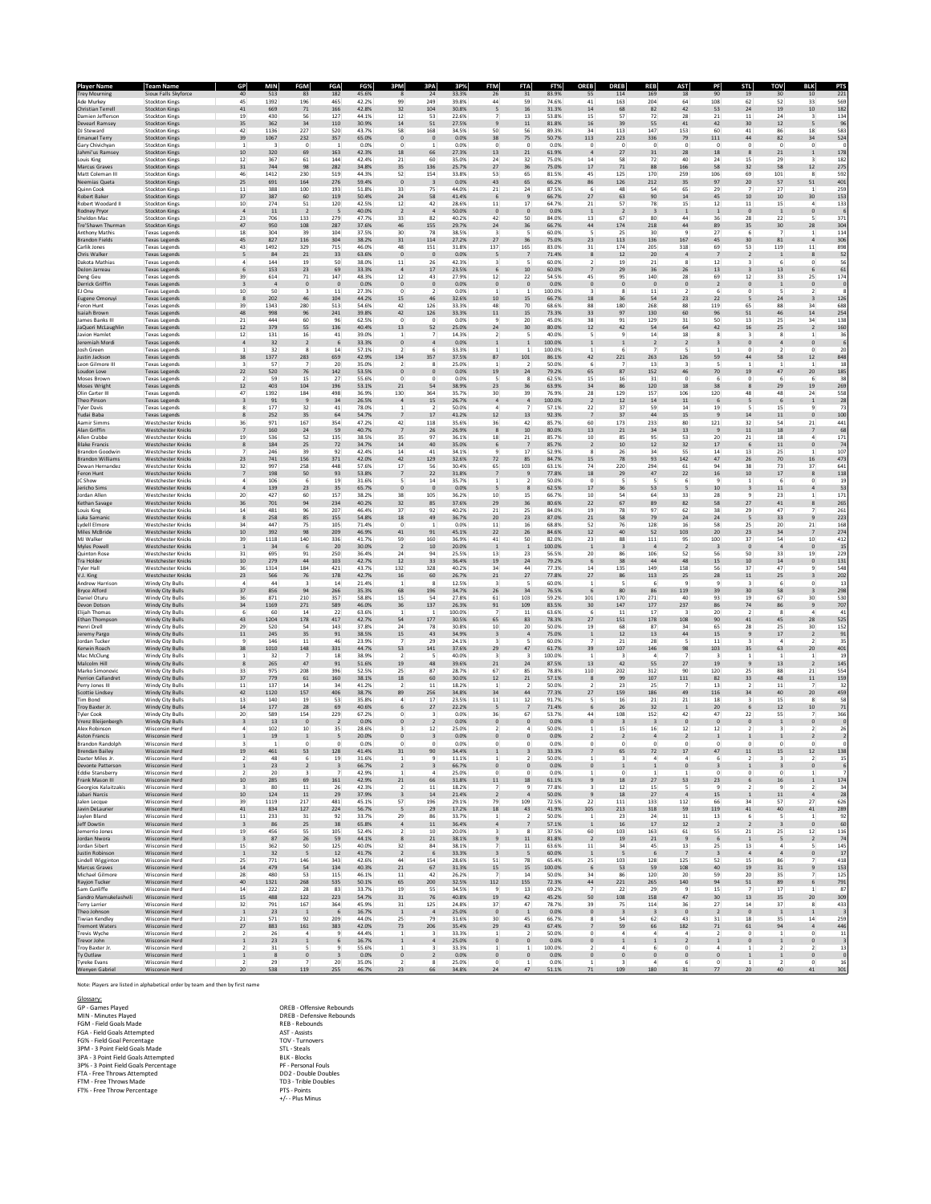| Player Name | Team Name | GP | MIN | FGM | FGA | FG% | 3PM | 3PA | 3P% | FTM | FTA | FT% | OREB | DREB | REB | AST | PF | STL | TOV | BLK | PTS |
|---|---|---|---|---|---|---|---|---|---|---|---|---|---|---|---|---|---|---|---|---|---|
| Trey Mourning | Sioux Falls Skyforce | 40 | 513 | 83 | 182 | 45.6% | 8 | 24 | 33.3% | 26 | 31 | 83.9% | 55 | 114 | 169 | 18 | 90 | 19 | 30 | 10 | 221 |
| Ade Murkey | Stockton Kings | 45 | 1392 | 196 | 465 | 42.2% | 99 | 249 | 39.8% | 44 | 59 | 74.6% | 41 | 163 | 204 | 64 | 108 | 62 | 52 | 33 | 569 |
| Christian Terrell | Stockton Kings | 41 | 669 | 71 | 166 | 42.8% | 32 | 104 | 30.8% | 5 | 16 | 31.3% | 14 | 68 | 82 | 42 | 53 | 24 | 19 | 10 | 182 |
| Damien Jefferson | Stockton Kings | 19 | 430 | 56 | 127 | 44.1% | 12 | 53 | 22.6% | 7 | 13 | 53.8% | 15 | 57 | 72 | 28 | 21 | 11 | 24 | 3 | 134 |
| Devearl Ramsey | Stockton Kings | 35 | 362 | 34 | 110 | 30.9% | 14 | 51 | 27.5% | 9 | 11 | 81.8% | 16 | 39 | 55 | 41 | 42 | 30 | 12 | 5 | 96 |
| DJ Steward | Stockton Kings | 42 | 1136 | 227 | 520 | 43.7% | 58 | 168 | 34.5% | 50 | 56 | 89.3% | 34 | 113 | 147 | 153 | 60 | 41 | 86 | 18 | 583 |
| Emanuel Terry | Stockton Kings | 39 | 1067 | 232 | 357 | 65.0% | 0 | 0 | 0.0% | 38 | 75 | 50.7% | 113 | 223 | 336 | 79 | 111 | 44 | 82 | 34 | 524 |
| Gary Chivichyan | Stockton Kings | 1 | 3 | 0 | 1 | 0.0% | 0 | 1 | 0.0% | 0 | 0 | 0.0% | 0 | 0 | 0 | 0 | 0 | 0 | 0 | 0 | 0 |
| Jahmi'us Ramsey | Stockton Kings | 10 | 320 | 69 | 163 | 42.3% | 18 | 66 | 27.3% | 13 | 21 | 61.9% | 4 | 27 | 31 | 28 | 18 | 8 | 21 | 1 | 178 |
| Louis King | Stockton Kings | 12 | 367 | 61 | 144 | 42.4% | 21 | 60 | 35.0% | 24 | 32 | 75.0% | 14 | 58 | 72 | 40 | 24 | 15 | 29 | 3 | 182 |
| Marcus Graves | Stockton Kings | 31 | 744 | 98 | 282 | 34.8% | 35 | 136 | 25.7% | 27 | 36 | 75.0% | 17 | 71 | 88 | 166 | 58 | 32 | 58 | 12 | 275 |
| Matt Coleman III | Stockton Kings | 46 | 1412 | 230 | 519 | 44.3% | 52 | 154 | 33.8% | 53 | 65 | 81.5% | 45 | 125 | 170 | 259 | 106 | 69 | 101 | 8 | 592 |
| Neemias Queta | Stockton Kings | 25 | 691 | 164 | 276 | 59.4% | 0 | 3 | 0.0% | 43 | 65 | 66.2% | 86 | 126 | 212 | 35 | 97 | 20 | 57 | 51 | 401 |
| Quinn Cook | Stockton Kings | 11 | 388 | 100 | 193 | 51.8% | 33 | 75 | 44.0% | 21 | 24 | 87.5% | 6 | 48 | 54 | 65 | 29 | 7 | 27 | 1 | 259 |
| Robert Baker | Stockton Kings | 37 | 387 | 60 | 119 | 50.4% | 24 | 58 | 41.4% | 6 | 9 | 66.7% | 27 | 63 | 90 | 14 | 45 | 10 | 10 | 30 | 153 |
| Robert Woodard II | Stockton Kings | 10 | 274 | 51 | 120 | 42.5% | 12 | 42 | 28.6% | 11 | 17 | 64.7% | 21 | 57 | 78 | 15 | 12 | 11 | 15 | 4 | 133 |
| Rodney Pryor | Stockton Kings | 4 | 11 | 2 | 5 | 40.0% | 2 | 4 | 50.0% | 0 | 0 | 0.0% | 1 | 2 | 3 | 1 | 1 | 0 | 1 | 0 | 6 |
| Sheldon Mac | Stockton Kings | 23 | 706 | 133 | 279 | 47.7% | 33 | 82 | 40.2% | 42 | 50 | 84.0% | 13 | 67 | 80 | 44 | 36 | 28 | 22 | 5 | 371 |
| Tre'Shawn Thurman | Stockton Kings | 47 | 950 | 108 | 287 | 37.6% | 46 | 155 | 29.7% | 24 | 36 | 66.7% | 44 | 174 | 218 | 44 | 89 | 35 | 30 | 28 | 304 |
| Anthony Mathis | Texas Legends | 18 | 304 | 39 | 104 | 37.5% | 30 | 78 | 38.5% | 3 | 5 | 60.0% | 5 | 25 | 30 | 9 | 27 | 6 | 7 | 1 | 114 |
| Brandon Fields | Texas Legends | 45 | 827 | 116 | 304 | 38.2% | 31 | 114 | 27.2% | 27 | 36 | 75.0% | 23 | 113 | 136 | 167 | 45 | 30 | 81 | 4 | 306 |
| Carlik Jones | Texas Legends | 43 | 1492 | 329 | 715 | 46.0% | 48 | 151 | 31.8% | 137 | 165 | 83.0% | 31 | 174 | 205 | 318 | 69 | 53 | 119 | 11 | 898 |
| Chris Walker | Texas Legends | 5 | 84 | 21 | 33 | 63.6% | 0 | 0 | 0.0% | 5 | 7 | 71.4% | 8 | 12 | 20 | 4 | 7 | 2 | 1 | 8 | 52 |
| Dakota Mathias | Texas Legends | 4 | 144 | 19 | 50 | 38.0% | 11 | 26 | 42.3% | 3 | 5 | 60.0% | 2 | 19 | 21 | 8 | 12 | 3 | 6 | 0 | 56 |
| Deion Jarreau | Texas Legends | 6 | 153 | 23 | 69 | 33.3% | 4 | 17 | 23.5% | 6 | 10 | 60.0% | 7 | 29 | 36 | 26 | 13 | 3 | 13 | 6 | 61 |
| Deng Geu | Texas Legends | 39 | 614 | 71 | 147 | 48.3% | 12 | 43 | 27.9% | 12 | 22 | 54.5% | 45 | 95 | 140 | 28 | 69 | 12 | 33 | 25 | 174 |
| Derrick Griffin | Texas Legends | 3 | 4 | 0 | 0 | 0.0% | 0 | 0 | 0.0% | 0 | 0 | 0.0% | 0 | 0 | 0 | 0 | 2 | 0 | 1 | 0 | 0 |
| EJ Onu | Texas Legends | 10 | 50 | 3 | 11 | 27.3% | 0 | 2 | 0.0% | 1 | 1 | 100.0% | 3 | 8 | 11 | 2 | 6 | 0 | 5 | 2 | 8 |
| Eugene Omoruyi | Texas Legends | 8 | 202 | 46 | 104 | 44.2% | 15 | 46 | 32.6% | 10 | 15 | 66.7% | 18 | 36 | 54 | 23 | 22 | 5 | 24 | 3 | 126 |
| Feron Hunt | Texas Legends | 39 | 1343 | 280 | 513 | 54.6% | 42 | 126 | 33.3% | 48 | 70 | 68.6% | 88 | 180 | 268 | 88 | 119 | 65 | 88 | 34 | 688 |
| Isaiah Brown | Texas Legends | 48 | 998 | 96 | 241 | 39.8% | 42 | 126 | 33.3% | 11 | 15 | 73.3% | 33 | 97 | 130 | 60 | 96 | 51 | 46 | 14 | 254 |
| James Banks III | Texas Legends | 21 | 444 | 60 | 96 | 62.5% | 0 | 0 | 0.0% | 9 | 20 | 45.0% | 38 | 91 | 129 | 31 | 50 | 13 | 25 | 34 | 138 |
| JaQuori McLaughlin | Texas Legends | 12 | 379 | 55 | 136 | 40.4% | 13 | 52 | 25.0% | 24 | 30 | 80.0% | 12 | 42 | 54 | 64 | 42 | 16 | 25 | 2 | 160 |
| Javion Hamlet | Texas Legends | 12 | 131 | 16 | 41 | 39.0% | 1 | 7 | 14.3% | 2 | 5 | 40.0% | 5 | 9 | 14 | 18 | 8 | 3 | 8 | 1 | 36 |
| Jeremiah Mordi | Texas Legends | 3 | 32 | 2 | 6 | 33.3% | 0 | 4 | 0.0% | 1 | 1 | 100.0% | 1 | 1 | 2 | 2 | 3 | 0 | 4 | 0 | 6 |
| Josh Green | Texas Legends | 1 | 32 | 8 | 14 | 57.1% | 2 | 6 | 33.3% | 1 | 1 | 100.0% | 1 | 6 | 7 | 5 | 1 | 0 | 2 | 0 | 20 |
| Justin Jackson | Texas Legends | 38 | 1377 | 283 | 659 | 42.9% | 134 | 357 | 37.5% | 87 | 101 | 86.1% | 42 | 221 | 263 | 126 | 59 | 44 | 58 | 12 | 848 |
| Leon Gilmore III | Texas Legends | 3 | 57 | 7 | 20 | 35.0% | 2 | 8 | 25.0% | 1 | 2 | 50.0% | 6 | 7 | 13 | 3 | 5 | 1 | 1 | 1 | 18 |
| Loudon Love | Texas Legends | 22 | 520 | 76 | 142 | 53.5% | 0 | 0 | 0.0% | 19 | 24 | 79.2% | 65 | 87 | 152 | 46 | 70 | 19 | 47 | 20 | 185 |
| Moses Brown | Texas Legends | 2 | 59 | 15 | 27 | 55.6% | 0 | 0 | 0.0% | 5 | 8 | 62.5% | 15 | 16 | 31 | 0 | 6 | 0 | 6 | 6 | 38 |
| Moses Wright | Texas Legends | 12 | 403 | 104 | 196 | 53.1% | 21 | 54 | 38.9% | 23 | 36 | 63.9% | 34 | 86 | 120 | 18 | 38 | 8 | 29 | 19 | 269 |
| Olin Carter III | Texas Legends | 47 | 1392 | 184 | 498 | 36.9% | 130 | 364 | 35.7% | 30 | 39 | 76.9% | 28 | 129 | 157 | 106 | 120 | 48 | 48 | 24 | 558 |
| Theo Pinson | Texas Legends | 3 | 91 | 9 | 34 | 26.5% | 4 | 15 | 26.7% | 4 | 4 | 100.0% | 2 | 12 | 14 | 11 | 6 | 5 | 6 | 1 | 28 |
| Tyler Davis | Texas Legends | 8 | 177 | 32 | 41 | 78.0% | 1 | 2 | 50.0% | 4 | 7 | 57.1% | 22 | 37 | 59 | 14 | 19 | 5 | 15 | 9 | 73 |
| Yudai Baba | Texas Legends | 8 | 252 | 35 | 64 | 54.7% | 7 | 17 | 41.2% | 12 | 13 | 92.3% | 7 | 37 | 44 | 15 | 9 | 14 | 11 | 0 | 100 |
| Aamir Simms | Westchester Knicks | 36 | 971 | 167 | 354 | 47.2% | 42 | 118 | 35.6% | 36 | 42 | 85.7% | 60 | 173 | 233 | 80 | 121 | 32 | 54 | 21 | 441 |
| Alan Griffin | Westchester Knicks | 7 | 160 | 24 | 59 | 40.7% | 7 | 26 | 26.9% | 8 | 10 | 80.0% | 13 | 21 | 34 | 13 | 9 | 11 | 18 | 7 | 68 |
| Allen Crabbe | Westchester Knicks | 19 | 536 | 52 | 135 | 38.5% | 35 | 97 | 36.1% | 18 | 21 | 85.7% | 10 | 85 | 95 | 53 | 20 | 21 | 18 | 4 | 171 |
| Blake Francis | Westchester Knicks | 8 | 184 | 25 | 72 | 34.7% | 14 | 40 | 35.0% | 6 | 7 | 85.7% | 2 | 10 | 12 | 32 | 17 | 6 | 11 | 0 | 74 |
| Brandon Goodwin | Westchester Knicks | 7 | 246 | 39 | 92 | 42.4% | 14 | 41 | 34.1% | 9 | 17 | 52.9% | 8 | 26 | 34 | 55 | 14 | 13 | 25 | 1 | 107 |
| Brandon Williams | Westchester Knicks | 23 | 741 | 156 | 371 | 42.0% | 42 | 129 | 32.6% | 72 | 85 | 84.7% | 15 | 78 | 93 | 142 | 47 | 26 | 70 | 16 | 473 |
| Dewan Hernandez | Westchester Knicks | 32 | 997 | 258 | 448 | 57.6% | 17 | 56 | 30.4% | 65 | 103 | 63.1% | 74 | 220 | 294 | 61 | 94 | 38 | 73 | 37 | 641 |
| Feron Hunt | Westchester Knicks | 7 | 198 | 50 | 93 | 53.8% | 7 | 22 | 31.8% | 7 | 9 | 77.8% | 18 | 29 | 47 | 22 | 16 | 10 | 17 | 8 | 118 |
| JC Show | Westchester Knicks | 4 | 106 | 6 | 19 | 31.6% | 5 | 14 | 35.7% | 1 | 2 | 50.0% | 0 | 5 | 5 | 6 | 9 | 1 | 6 | 0 | 19 |
| Jericho Sims | Westchester Knicks | 4 | 139 | 23 | 35 | 65.7% | 0 | 0 | 0.0% | 5 | 8 | 62.5% | 17 | 36 | 53 | 5 | 10 | 3 | 11 | 4 | 53 |
| Jordan Allen | Westchester Knicks | 20 | 427 | 60 | 157 | 38.2% | 38 | 105 | 36.2% | 10 | 15 | 66.7% | 10 | 54 | 64 | 33 | 28 | 9 | 23 | 1 | 171 |
| Kethan Savage | Westchester Knicks | 36 | 701 | 94 | 234 | 40.2% | 32 | 85 | 37.6% | 29 | 36 | 80.6% | 22 | 67 | 89 | 82 | 58 | 27 | 41 | 8 | 265 |
| Louis King | Westchester Knicks | 14 | 481 | 96 | 207 | 46.4% | 37 | 92 | 40.2% | 21 | 25 | 84.0% | 19 | 78 | 97 | 62 | 38 | 29 | 47 | 7 | 261 |
| Luka Samanic | Westchester Knicks | 8 | 258 | 85 | 155 | 54.8% | 18 | 49 | 36.7% | 20 | 23 | 87.0% | 21 | 58 | 79 | 24 | 24 | 5 | 33 | 9 | 223 |
| Lydell Elmore | Westchester Knicks | 34 | 447 | 75 | 105 | 71.4% | 0 | 1 | 0.0% | 11 | 16 | 68.8% | 52 | 76 | 128 | 16 | 58 | 25 | 20 | 21 | 168 |
| Miles McBride | Westchester Knicks | 10 | 392 | 98 | 209 | 46.9% | 41 | 91 | 45.1% | 22 | 26 | 84.6% | 12 | 40 | 52 | 103 | 20 | 23 | 34 | 7 | 274 |
| MJ Walker | Westchester Knicks | 39 | 1118 | 140 | 336 | 41.7% | 59 | 160 | 36.9% | 41 | 50 | 82.0% | 23 | 88 | 111 | 95 | 100 | 37 | 54 | 10 | 412 |
| Myles Powell | Westchester Knicks | 1 | 34 | 6 | 20 | 30.0% | 2 | 10 | 20.0% | 1 | 1 | 100.0% | 1 | 3 | 4 | 2 | 3 | 0 | 4 | 0 | 15 |
| Quinton Rose | Westchester Knicks | 31 | 695 | 91 | 250 | 36.4% | 24 | 94 | 25.5% | 13 | 23 | 56.5% | 20 | 86 | 106 | 52 | 56 | 50 | 33 | 19 | 229 |
| Tra Holder | Westchester Knicks | 10 | 279 | 44 | 103 | 42.7% | 12 | 33 | 36.4% | 19 | 24 | 79.2% | 6 | 38 | 44 | 48 | 15 | 10 | 14 | 0 | 131 |
| Tyler Hall | Westchester Knicks | 36 | 1314 | 184 | 421 | 43.7% | 132 | 328 | 40.2% | 34 | 44 | 77.3% | 14 | 135 | 149 | 158 | 56 | 37 | 47 | 9 | 548 |
| V.J. King | Westchester Knicks | 23 | 566 | 76 | 178 | 42.7% | 16 | 60 | 26.7% | 21 | 27 | 77.8% | 27 | 86 | 113 | 25 | 28 | 11 | 25 | 3 | 202 |
| Andrew Harrison | Windy City Bulls | 4 | 44 | 3 | 14 | 21.4% | 1 | 8 | 12.5% | 3 | 5 | 60.0% | 1 | 5 | 6 | 9 | 9 | 3 | 6 | 0 | 13 |
| Bryce Alford | Windy City Bulls | 37 | 856 | 94 | 266 | 35.3% | 68 | 196 | 34.7% | 26 | 34 | 76.5% | 6 | 80 | 86 | 119 | 39 | 30 | 58 | 3 | 298 |
| Daniel Oturu | Windy City Bulls | 36 | 871 | 210 | 357 | 58.8% | 15 | 54 | 27.8% | 61 | 103 | 59.2% | 101 | 170 | 271 | 40 | 93 | 19 | 67 | 30 | 530 |
| Devon Dotson | Windy City Bulls | 34 | 1169 | 271 | 589 | 46.0% | 36 | 137 | 26.3% | 91 | 109 | 83.5% | 30 | 147 | 177 | 237 | 86 | 74 | 86 | 9 | 707 |
| Elijah Thomas | Windy City Bulls | 6 | 60 | 14 | 22 | 63.6% | 1 | 1 | 100.0% | 7 | 11 | 63.6% | 6 | 11 | 17 | 3 | 20 | 2 | 8 | 4 | 41 |
| Ethan Thompson | Windy City Bulls | 43 | 1204 | 178 | 417 | 42.7% | 54 | 177 | 30.5% | 65 | 83 | 78.3% | 27 | 151 | 178 | 108 | 90 | 41 | 45 | 28 | 525 |
| Henri Drell | Windy City Bulls | 29 | 520 | 54 | 143 | 37.8% | 24 | 78 | 30.8% | 10 | 20 | 50.0% | 19 | 68 | 87 | 34 | 65 | 28 | 25 | 30 | 152 |
| Jeremy Pargo | Windy City Bulls | 11 | 245 | 35 | 91 | 38.5% | 15 | 43 | 34.9% | 3 | 4 | 75.0% | 1 | 12 | 13 | 44 | 15 | 9 | 17 | 2 | 91 |
| Jordan Tucker | Windy City Bulls | 9 | 146 | 11 | 46 | 23.9% | 7 | 29 | 24.1% | 3 | 5 | 60.0% | 7 | 21 | 28 | 5 | 11 | 3 | 4 | 2 | 35 |
| Kerwin Roach | Windy City Bulls | 38 | 1010 | 148 | 331 | 44.7% | 53 | 141 | 37.6% | 29 | 47 | 61.7% | 39 | 107 | 146 | 98 | 103 | 35 | 63 | 20 | 401 |
| Mac McClung | Windy City Bulls | 1 | 32 | 7 | 18 | 38.9% | 2 | 5 | 40.0% | 3 | 3 | 100.0% | 1 | 3 | 4 | 7 | 3 | 1 | 1 | 1 | 19 |
| Malcolm Hill | Windy City Bulls | 8 | 265 | 47 | 91 | 51.6% | 19 | 48 | 39.6% | 21 | 24 | 87.5% | 13 | 42 | 55 | 27 | 19 | 9 | 13 | 2 | 145 |
| Marko Simonovic | Windy City Bulls | 33 | 975 | 208 | 396 | 52.5% | 25 | 87 | 28.7% | 67 | 85 | 78.8% | 110 | 202 | 312 | 90 | 120 | 25 | 88 | 21 | 554 |
| Perrion Callandret | Windy City Bulls | 37 | 779 | 61 | 160 | 38.1% | 18 | 60 | 30.0% | 12 | 21 | 57.1% | 8 | 99 | 107 | 111 | 82 | 33 | 48 | 11 | 159 |
| Perry Jones III | Windy City Bulls | 11 | 137 | 14 | 34 | 41.2% | 2 | 11 | 18.2% | 1 | 2 | 50.0% | 2 | 23 | 25 | 7 | 13 | 2 | 11 | 7 | 32 |
| Scottie Lindsey | Windy City Bulls | 42 | 1120 | 157 | 406 | 38.7% | 89 | 256 | 34.8% | 34 | 44 | 77.3% | 27 | 159 | 186 | 49 | 116 | 34 | 40 | 20 | 459 |
| Tim Bond | Windy City Bulls | 13 | 140 | 19 | 53 | 35.8% | 4 | 17 | 23.5% | 11 | 12 | 91.7% | 5 | 16 | 21 | 21 | 18 | 3 | 15 | 8 | 58 |
| Troy Baxter Jr. | Windy City Bulls | 14 | 177 | 28 | 69 | 40.6% | 6 | 27 | 22.2% | 5 | 7 | 71.4% | 6 | 26 | 32 | 1 | 20 | 6 | 12 | 10 | 71 |
| Tyler Cook | Windy City Bulls | 20 | 589 | 154 | 229 | 67.2% | 0 | 3 | 0.0% | 36 | 67 | 53.7% | 44 | 108 | 152 | 42 | 47 | 22 | 55 | 7 | 366 |
| Vrenz Bleijenbergh | Windy City Bulls | 3 | 13 | 0 | 2 | 0.0% | 0 | 2 | 0.0% | 0 | 0 | 0.0% | 0 | 3 | 3 | 0 | 0 | 0 | 1 | 0 | 0 |
| Alex Robinson | Wisconsin Herd | 4 | 102 | 10 | 35 | 28.6% | 3 | 12 | 25.0% | 2 | 4 | 50.0% | 1 | 15 | 16 | 12 | 12 | 2 | 3 | 2 | 26 |
| Aston Francis | Wisconsin Herd | 1 | 19 | 1 | 5 | 20.0% | 0 | 3 | 0.0% | 0 | 0 | 0.0% | 2 | 2 | 4 | 2 | 1 | 1 | 1 | 2 | 2 |
| Brandon Randolph | Wisconsin Herd | 3 | 1 | 0 | 0 | 0.0% | 0 | 0 | 0.0% | 0 | 0 | 0.0% | 0 | 0 | 0 | 0 | 0 | 0 | 0 | 0 | 0 |
| Brendan Bailey | Wisconsin Herd | 19 | 461 | 53 | 128 | 41.4% | 31 | 90 | 34.4% | 1 | 3 | 33.3% | 7 | 65 | 72 | 17 | 47 | 11 | 15 | 12 | 138 |
| Daxter Miles Jr. | Wisconsin Herd | 2 | 48 | 6 | 19 | 31.6% | 1 | 9 | 11.1% | 1 | 2 | 50.0% | 1 | 3 | 4 | 4 | 6 | 2 | 3 | 2 | 15 |
| Devonte Patterson | Wisconsin Herd | 1 | 23 | 2 | 3 | 66.7% | 2 | 3 | 66.7% | 0 | 0 | 0.0% | 0 | 1 | 1 | 0 | 3 | 1 | 3 | 0 | 6 |
| Eddie Stansberry | Wisconsin Herd | 2 | 20 | 3 | 7 | 42.9% | 1 | 4 | 25.0% | 0 | 0 | 0.0% | 0 | 1 | 1 | 0 | 1 | 0 | 0 | 1 | 7 |
| Frank Mason III | Wisconsin Herd | 10 | 285 | 69 | 161 | 42.9% | 21 | 66 | 31.8% | 11 | 18 | 61.1% | 9 | 18 | 27 | 53 | 23 | 6 | 16 | 1 | 174 |
| Georgios Kalaitzakis | Wisconsin Herd | 3 | 80 | 11 | 26 | 42.3% | 2 | 11 | 18.2% | 7 | 9 | 77.8% | 3 | 12 | 15 | 5 | 9 | 2 | 9 | 2 | 34 |
| Jabari Narcis | Wisconsin Herd | 10 | 124 | 11 | 29 | 37.9% | 3 | 14 | 21.4% | 2 | 4 | 50.0% | 9 | 18 | 27 | 4 | 15 | 1 | 11 | 4 | 28 |
| Jalen Lecque | Wisconsin Herd | 39 | 1119 | 217 | 481 | 45.1% | 57 | 196 | 29.1% | 79 | 109 | 72.5% | 22 | 111 | 133 | 112 | 66 | 34 | 57 | 27 | 626 |
| Javin DeLaurier | Wisconsin Herd | 41 | 834 | 127 | 224 | 56.7% | 5 | 29 | 17.2% | 18 | 43 | 41.9% | 105 | 213 | 318 | 59 | 119 | 41 | 40 | 41 | 289 |
| Jaylen Bland | Wisconsin Herd | 11 | 233 | 31 | 92 | 33.7% | 29 | 86 | 33.7% | 1 | 2 | 50.0% | 1 | 23 | 24 | 11 | 13 | 6 | 5 | 1 | 92 |
| Jeff Dowtin | Wisconsin Herd | 3 | 86 | 25 | 38 | 65.8% | 4 | 11 | 36.4% | 4 | 7 | 57.1% | 1 | 16 | 17 | 12 | 2 | 2 | 3 | 0 | 60 |
| Jemerrio Jones | Wisconsin Herd | 19 | 456 | 55 | 105 | 52.4% | 2 | 10 | 20.0% | 3 | 8 | 37.5% | 60 | 103 | 163 | 61 | 55 | 21 | 25 | 12 | 116 |
| Jordan Nwora | Wisconsin Herd | 3 | 87 | 26 | 59 | 44.1% | 8 | 21 | 38.1% | 9 | 11 | 81.8% | 2 | 19 | 21 | 9 | 6 | 1 | 5 | 2 | 74 |
| Jordan Sibert | Wisconsin Herd | 15 | 362 | 50 | 125 | 40.0% | 32 | 84 | 38.1% | 7 | 11 | 63.6% | 11 | 34 | 45 | 13 | 25 | 13 | 4 | 5 | 145 |
| Justin Robinson | Wisconsin Herd | 1 | 32 | 5 | 12 | 41.7% | 2 | 6 | 33.3% | 3 | 5 | 60.0% | 1 | 5 | 6 | 7 | 3 | 4 | 4 | 0 | 17 |
| Lindell Wigginton | Wisconsin Herd | 25 | 771 | 146 | 343 | 42.6% | 44 | 154 | 28.6% | 51 | 78 | 65.4% | 25 | 103 | 128 | 125 | 52 | 15 | 86 | 7 | 418 |
| Marcus Graves | Wisconsin Herd | 14 | 479 | 54 | 134 | 40.3% | 21 | 67 | 31.3% | 15 | 15 | 100.0% | 6 | 53 | 59 | 108 | 40 | 19 | 31 | 9 | 153 |
| Michael Gilmore | Wisconsin Herd | 28 | 480 | 53 | 115 | 46.1% | 11 | 42 | 26.2% | 7 | 14 | 50.0% | 34 | 86 | 120 | 20 | 59 | 20 | 35 | 7 | 125 |
| Rayjon Tucker | Wisconsin Herd | 40 | 1321 | 268 | 535 | 50.1% | 65 | 200 | 32.5% | 112 | 155 | 72.3% | 44 | 221 | 265 | 140 | 94 | 51 | 89 | 6 | 791 |
| Sam Cunliffe | Wisconsin Herd | 14 | 222 | 28 | 83 | 33.7% | 19 | 55 | 34.5% | 9 | 13 | 69.2% | 7 | 22 | 29 | 9 | 15 | 7 | 17 | 1 | 87 |
| Sandro Mamukelashvili | Wisconsin Herd | 15 | 488 | 122 | 223 | 54.7% | 31 | 76 | 40.8% | 19 | 42 | 45.2% | 50 | 108 | 158 | 47 | 30 | 13 | 35 | 20 | 309 |
| Terry Larrier | Wisconsin Herd | 32 | 791 | 167 | 364 | 45.9% | 31 | 125 | 24.8% | 37 | 47 | 78.7% | 39 | 75 | 114 | 36 | 27 | 14 | 37 | 8 | 433 |
| Theo Johnson | Wisconsin Herd | 1 | 23 | 1 | 6 | 16.7% | 1 | 4 | 25.0% | 0 | 1 | 0.0% | 0 | 3 | 3 | 0 | 2 | 0 | 1 | 1 | 3 |
| Tiwian Kendley | Wisconsin Herd | 21 | 571 | 92 | 209 | 44.0% | 25 | 79 | 31.6% | 30 | 45 | 66.7% | 8 | 54 | 62 | 43 | 31 | 18 | 35 | 14 | 259 |
| Tremont Waters | Wisconsin Herd | 27 | 883 | 161 | 383 | 42.0% | 73 | 206 | 35.4% | 29 | 43 | 67.4% | 7 | 59 | 66 | 182 | 71 | 61 | 94 | 4 | 446 |
| Trevis Wyche | Wisconsin Herd | 2 | 26 | 4 | 9 | 44.4% | 1 | 3 | 33.3% | 1 | 2 | 50.0% | 0 | 4 | 4 | 4 | 2 | 0 | 1 | 0 | 11 |
| Trevor John | Wisconsin Herd | 1 | 23 | 1 | 6 | 16.7% | 1 | 4 | 25.0% | 0 | 0 | 0.0% | 0 | 1 | 1 | 2 | 1 | 1 | 0 | 1 | 3 |
| Troy Baxter Jr. | Wisconsin Herd | 2 | 31 | 5 | 9 | 55.6% | 1 | 3 | 33.3% | 1 | 1 | 100.0% | 2 | 4 | 6 | 0 | 4 | 1 | 2 | 2 | 13 |
| Ty Outlaw | Wisconsin Herd | 1 | 8 | 0 | 3 | 0.0% | 0 | 2 | 0.0% | 0 | 0 | 0.0% | 0 | 0 | 0 | 0 | 0 | 1 | 1 | 0 | 0 |
| Tyreke Evans | Wisconsin Herd | 2 | 29 | 7 | 20 | 35.0% | 2 | 8 | 25.0% | 0 | 1 | 0.0% | 1 | 3 | 4 | 6 | 0 | 1 | 2 | 0 | 16 |
| Wenyen Gabriel | Wisconsin Herd | 20 | 538 | 119 | 255 | 46.7% | 23 | 66 | 34.8% | 24 | 47 | 51.1% | 71 | 109 | 180 | 31 | 77 | 20 | 40 | 41 | 301 |

Note: Players are listed in alphabetical order by team and then by first name

Glossary:

GP - Games Played
MIN - Minutes Played
FGM - Field Goals Made
FGA - Field Goals Attempted
FG% - Field Goal Percentage
3PM - 3 Point Field Goals Made
3PA - 3 Point Field Goals Attempted
3P% - 3 Point Field Goals Percentage
FTA - Free Throws Attempted
FTM - Free Throws Made
FT% - Free Throw Percentage
OREB - Offensive Rebounds
DREB - Defensive Rebounds
REB - Rebounds
AST - Assists
TOV - Turnovers
STL - Steals
BLK - Blocks
PF - Personal Fouls
DD2 - Double Doubles
TD3 - Triple Doubles
PTS - Points
+/- - Plus Minus